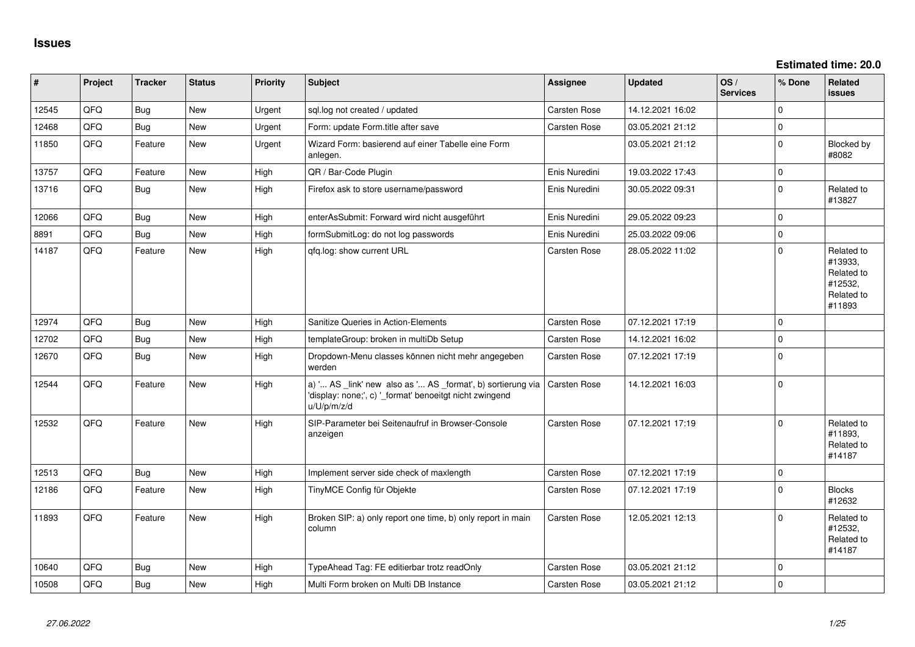# Issues

**Estimated time: 20.0**

| # | Project | Tracker | Status | Priority | Subject | Assignee | Updated | OS / Services | % Done | Related issues |
|---|---|---|---|---|---|---|---|---|---|---|
| 12545 | QFQ | Bug | New | Urgent | sql.log not created / updated | Carsten Rose | 14.12.2021 16:02 | | 0 | |
| 12468 | QFQ | Bug | New | Urgent | Form: update Form.title after save | Carsten Rose | 03.05.2021 21:12 | | 0 | |
| 11850 | QFQ | Feature | New | Urgent | Wizard Form: basierend auf einer Tabelle eine Form anlegen. | | 03.05.2021 21:12 | | 0 | Blocked by #8082 |
| 13757 | QFQ | Feature | New | High | QR / Bar-Code Plugin | Enis Nuredini | 19.03.2022 17:43 | | 0 | |
| 13716 | QFQ | Bug | New | High | Firefox ask to store username/password | Enis Nuredini | 30.05.2022 09:31 | | 0 | Related to #13827 |
| 12066 | QFQ | Bug | New | High | enterAsSubmit: Forward wird nicht ausgeführt | Enis Nuredini | 29.05.2022 09:23 | | 0 | |
| 8891 | QFQ | Bug | New | High | formSubmitLog: do not log passwords | Enis Nuredini | 25.03.2022 09:06 | | 0 | |
| 14187 | QFQ | Feature | New | High | qfq.log: show current URL | Carsten Rose | 28.05.2022 11:02 | | 0 | Related to #13933, Related to #12532, Related to #11893 |
| 12974 | QFQ | Bug | New | High | Sanitize Queries in Action-Elements | Carsten Rose | 07.12.2021 17:19 | | 0 | |
| 12702 | QFQ | Bug | New | High | templateGroup: broken in multiDb Setup | Carsten Rose | 14.12.2021 16:02 | | 0 | |
| 12670 | QFQ | Bug | New | High | Dropdown-Menu classes können nicht mehr angegeben werden | Carsten Rose | 07.12.2021 17:19 | | 0 | |
| 12544 | QFQ | Feature | New | High | a) '... AS _link' new also as '... AS _format', b) sortierung via 'display: none;', c) '_format' benoeitgt nicht zwingend u/U/p/m/z/d | Carsten Rose | 14.12.2021 16:03 | | 0 | |
| 12532 | QFQ | Feature | New | High | SIP-Parameter bei Seitenaufruf in Browser-Console anzeigen | Carsten Rose | 07.12.2021 17:19 | | 0 | Related to #11893, Related to #14187 |
| 12513 | QFQ | Bug | New | High | Implement server side check of maxlength | Carsten Rose | 07.12.2021 17:19 | | 0 | |
| 12186 | QFQ | Feature | New | High | TinyMCE Config für Objekte | Carsten Rose | 07.12.2021 17:19 | | 0 | Blocks #12632 |
| 11893 | QFQ | Feature | New | High | Broken SIP: a) only report one time, b) only report in main column | Carsten Rose | 12.05.2021 12:13 | | 0 | Related to #12532, Related to #14187 |
| 10640 | QFQ | Bug | New | High | TypeAhead Tag: FE editierbar trotz readOnly | Carsten Rose | 03.05.2021 21:12 | | 0 | |
| 10508 | QFQ | Bug | New | High | Multi Form broken on Multi DB Instance | Carsten Rose | 03.05.2021 21:12 | | 0 | |

*27.06.2022*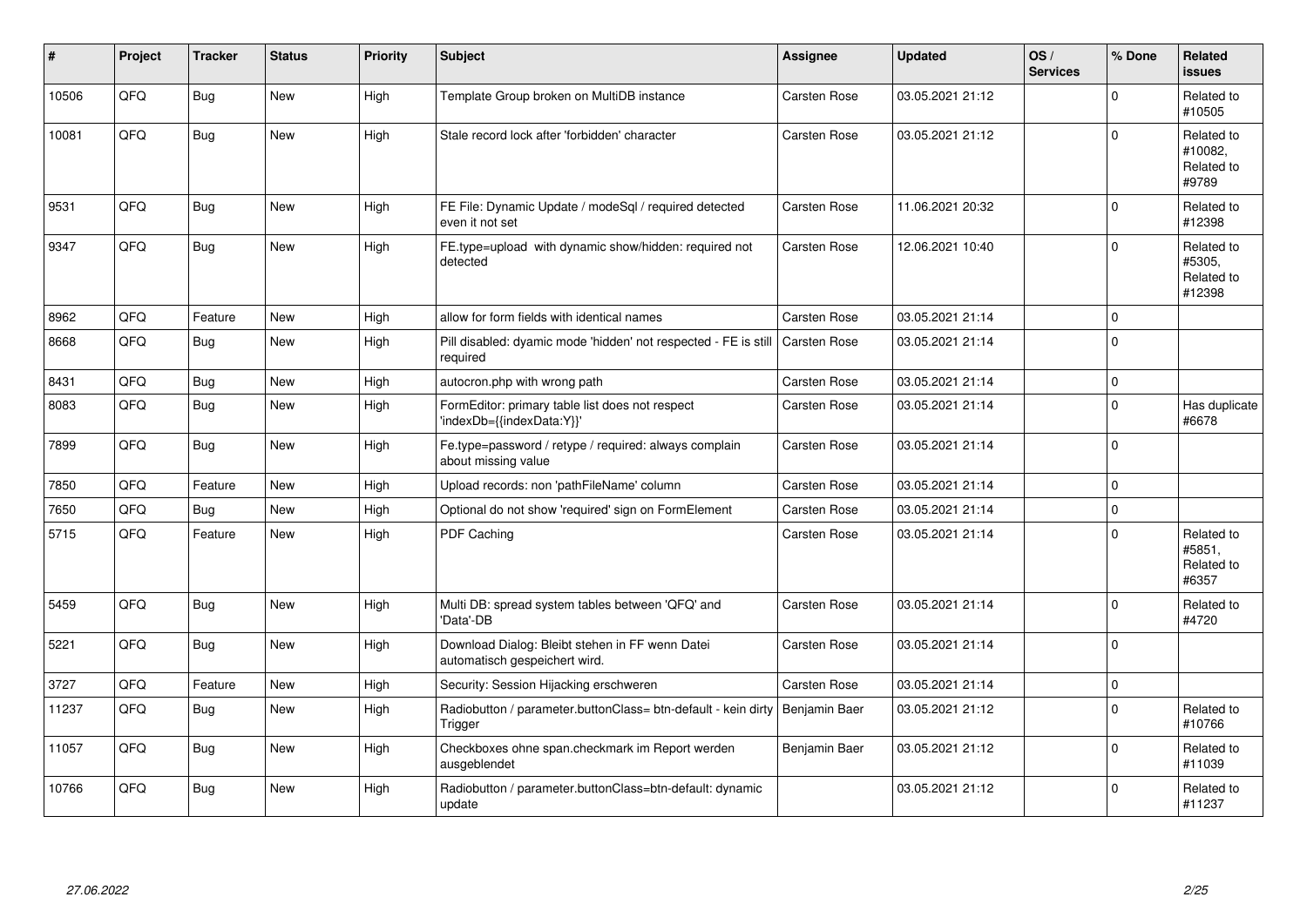| # | Project | Tracker | Status | Priority | Subject | Assignee | Updated | OS / Services | % Done | Related issues |
|---|---|---|---|---|---|---|---|---|---|---|
| 10506 | QFQ | Bug | New | High | Template Group broken on MultiDB instance | Carsten Rose | 03.05.2021 21:12 | | 0 | Related to #10505 |
| 10081 | QFQ | Bug | New | High | Stale record lock after 'forbidden' character | Carsten Rose | 03.05.2021 21:12 | | 0 | Related to #10082, Related to #9789 |
| 9531 | QFQ | Bug | New | High | FE File: Dynamic Update / modeSql / required detected even it not set | Carsten Rose | 11.06.2021 20:32 | | 0 | Related to #12398 |
| 9347 | QFQ | Bug | New | High | FE.type=upload with dynamic show/hidden: required not detected | Carsten Rose | 12.06.2021 10:40 | | 0 | Related to #5305, Related to #12398 |
| 8962 | QFQ | Feature | New | High | allow for form fields with identical names | Carsten Rose | 03.05.2021 21:14 | | 0 | |
| 8668 | QFQ | Bug | New | High | Pill disabled: dyamic mode 'hidden' not respected - FE is still required | Carsten Rose | 03.05.2021 21:14 | | 0 | |
| 8431 | QFQ | Bug | New | High | autocron.php with wrong path | Carsten Rose | 03.05.2021 21:14 | | 0 | |
| 8083 | QFQ | Bug | New | High | FormEditor: primary table list does not respect 'indexDb={{indexData:Y}}' | Carsten Rose | 03.05.2021 21:14 | | 0 | Has duplicate #6678 |
| 7899 | QFQ | Bug | New | High | Fe.type=password / retype / required: always complain about missing value | Carsten Rose | 03.05.2021 21:14 | | 0 | |
| 7850 | QFQ | Feature | New | High | Upload records: non 'pathFileName' column | Carsten Rose | 03.05.2021 21:14 | | 0 | |
| 7650 | QFQ | Bug | New | High | Optional do not show 'required' sign on FormElement | Carsten Rose | 03.05.2021 21:14 | | 0 | |
| 5715 | QFQ | Feature | New | High | PDF Caching | Carsten Rose | 03.05.2021 21:14 | | 0 | Related to #5851, Related to #6357 |
| 5459 | QFQ | Bug | New | High | Multi DB: spread system tables between 'QFQ' and 'Data'-DB | Carsten Rose | 03.05.2021 21:14 | | 0 | Related to #4720 |
| 5221 | QFQ | Bug | New | High | Download Dialog: Bleibt stehen in FF wenn Datei automatisch gespeichert wird. | Carsten Rose | 03.05.2021 21:14 | | 0 | |
| 3727 | QFQ | Feature | New | High | Security: Session Hijacking erschweren | Carsten Rose | 03.05.2021 21:14 | | 0 | |
| 11237 | QFQ | Bug | New | High | Radiobutton / parameter.buttonClass= btn-default - kein dirty Trigger | Benjamin Baer | 03.05.2021 21:12 | | 0 | Related to #10766 |
| 11057 | QFQ | Bug | New | High | Checkboxes ohne span.checkmark im Report werden ausgeblendet | Benjamin Baer | 03.05.2021 21:12 | | 0 | Related to #11039 |
| 10766 | QFQ | Bug | New | High | Radiobutton / parameter.buttonClass=btn-default: dynamic update | | 03.05.2021 21:12 | | 0 | Related to #11237 |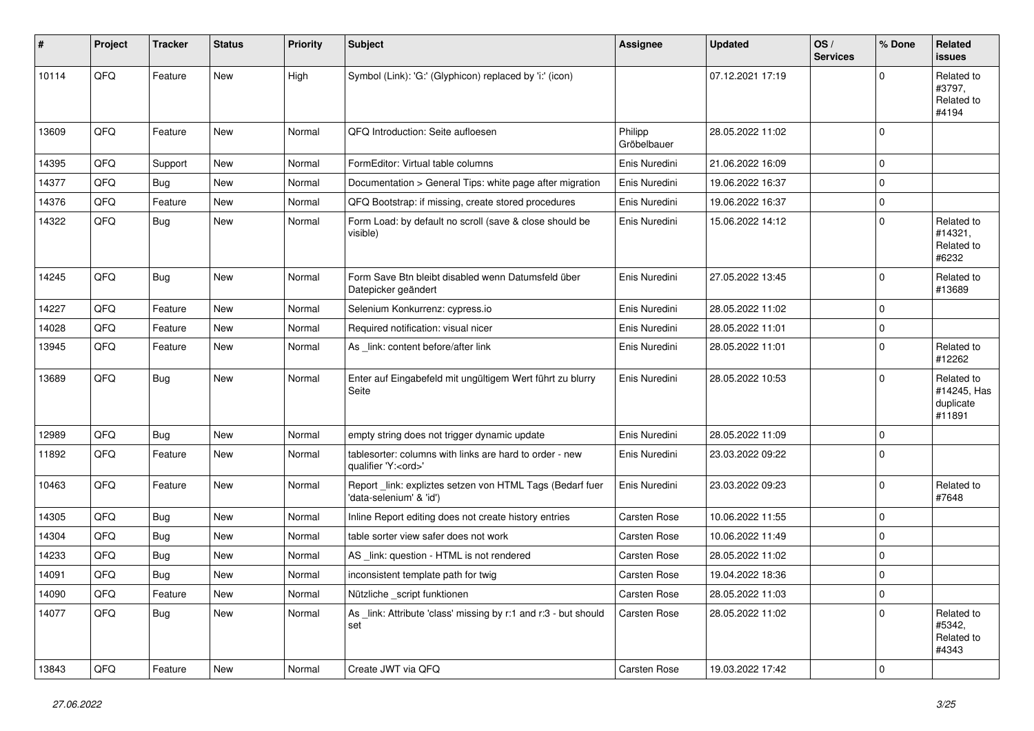| # | Project | Tracker | Status | Priority | Subject | Assignee | Updated | OS / Services | % Done | Related issues |
|---|---|---|---|---|---|---|---|---|---|---|
| 10114 | QFQ | Feature | New | High | Symbol (Link): 'G:' (Glyphicon) replaced by 'i:' (icon) | | 07.12.2021 17:19 | | 0 | Related to #3797, Related to #4194 |
| 13609 | QFQ | Feature | New | Normal | QFQ Introduction: Seite aufloesen | Philipp Gröbelbauer | 28.05.2022 11:02 | | 0 | |
| 14395 | QFQ | Support | New | Normal | FormEditor: Virtual table columns | Enis Nuredini | 21.06.2022 16:09 | | 0 | |
| 14377 | QFQ | Bug | New | Normal | Documentation > General Tips: white page after migration | Enis Nuredini | 19.06.2022 16:37 | | 0 | |
| 14376 | QFQ | Feature | New | Normal | QFQ Bootstrap: if missing, create stored procedures | Enis Nuredini | 19.06.2022 16:37 | | 0 | |
| 14322 | QFQ | Bug | New | Normal | Form Load: by default no scroll (save & close should be visible) | Enis Nuredini | 15.06.2022 14:12 | | 0 | Related to #14321, Related to #6232 |
| 14245 | QFQ | Bug | New | Normal | Form Save Btn bleibt disabled wenn Datumsfeld über Datepicker geändert | Enis Nuredini | 27.05.2022 13:45 | | 0 | Related to #13689 |
| 14227 | QFQ | Feature | New | Normal | Selenium Konkurrenz: cypress.io | Enis Nuredini | 28.05.2022 11:02 | | 0 | |
| 14028 | QFQ | Feature | New | Normal | Required notification: visual nicer | Enis Nuredini | 28.05.2022 11:01 | | 0 | |
| 13945 | QFQ | Feature | New | Normal | As _link: content before/after link | Enis Nuredini | 28.05.2022 11:01 | | 0 | Related to #12262 |
| 13689 | QFQ | Bug | New | Normal | Enter auf Eingabefeld mit ungültigem Wert führt zu blurry Seite | Enis Nuredini | 28.05.2022 10:53 | | 0 | Related to #14245, Has duplicate #11891 |
| 12989 | QFQ | Bug | New | Normal | empty string does not trigger dynamic update | Enis Nuredini | 28.05.2022 11:09 | | 0 | |
| 11892 | QFQ | Feature | New | Normal | tablesorter: columns with links are hard to order - new qualifier 'Y:<ord>' | Enis Nuredini | 23.03.2022 09:22 | | 0 | |
| 10463 | QFQ | Feature | New | Normal | Report _link: expliztes setzen von HTML Tags (Bedarf fuer 'data-selenium' & 'id') | Enis Nuredini | 23.03.2022 09:23 | | 0 | Related to #7648 |
| 14305 | QFQ | Bug | New | Normal | Inline Report editing does not create history entries | Carsten Rose | 10.06.2022 11:55 | | 0 | |
| 14304 | QFQ | Bug | New | Normal | table sorter view safer does not work | Carsten Rose | 10.06.2022 11:49 | | 0 | |
| 14233 | QFQ | Bug | New | Normal | AS _link: question - HTML is not rendered | Carsten Rose | 28.05.2022 11:02 | | 0 | |
| 14091 | QFQ | Bug | New | Normal | inconsistent template path for twig | Carsten Rose | 19.04.2022 18:36 | | 0 | |
| 14090 | QFQ | Feature | New | Normal | Nützliche _script funktionen | Carsten Rose | 28.05.2022 11:03 | | 0 | |
| 14077 | QFQ | Bug | New | Normal | As _link: Attribute 'class' missing by r:1 and r:3 - but should set | Carsten Rose | 28.05.2022 11:02 | | 0 | Related to #5342, Related to #4343 |
| 13843 | QFQ | Feature | New | Normal | Create JWT via QFQ | Carsten Rose | 19.03.2022 17:42 | | 0 | |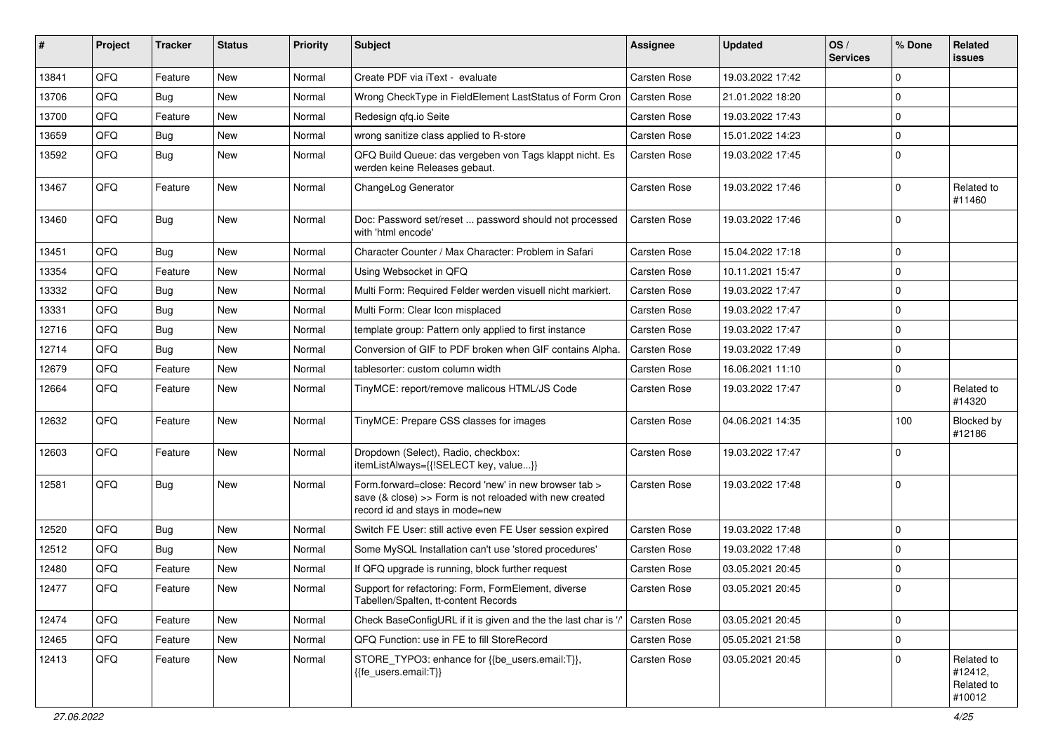| # | Project | Tracker | Status | Priority | Subject | Assignee | Updated | OS / Services | % Done | Related issues |
|---|---|---|---|---|---|---|---|---|---|---|
| 13841 | QFQ | Feature | New | Normal | Create PDF via iText - evaluate | Carsten Rose | 19.03.2022 17:42 | | 0 | |
| 13706 | QFQ | Bug | New | Normal | Wrong CheckType in FieldElement LastStatus of Form Cron | Carsten Rose | 21.01.2022 18:20 | | 0 | |
| 13700 | QFQ | Feature | New | Normal | Redesign qfq.io Seite | Carsten Rose | 19.03.2022 17:43 | | 0 | |
| 13659 | QFQ | Bug | New | Normal | wrong sanitize class applied to R-store | Carsten Rose | 15.01.2022 14:23 | | 0 | |
| 13592 | QFQ | Bug | New | Normal | QFQ Build Queue: das vergeben von Tags klappt nicht. Es werden keine Releases gebaut. | Carsten Rose | 19.03.2022 17:45 | | 0 | |
| 13467 | QFQ | Feature | New | Normal | ChangeLog Generator | Carsten Rose | 19.03.2022 17:46 | | 0 | Related to #11460 |
| 13460 | QFQ | Bug | New | Normal | Doc: Password set/reset ... password should not processed with 'html encode' | Carsten Rose | 19.03.2022 17:46 | | 0 | |
| 13451 | QFQ | Bug | New | Normal | Character Counter / Max Character: Problem in Safari | Carsten Rose | 15.04.2022 17:18 | | 0 | |
| 13354 | QFQ | Feature | New | Normal | Using Websocket in QFQ | Carsten Rose | 10.11.2021 15:47 | | 0 | |
| 13332 | QFQ | Bug | New | Normal | Multi Form: Required Felder werden visuell nicht markiert. | Carsten Rose | 19.03.2022 17:47 | | 0 | |
| 13331 | QFQ | Bug | New | Normal | Multi Form: Clear Icon misplaced | Carsten Rose | 19.03.2022 17:47 | | 0 | |
| 12716 | QFQ | Bug | New | Normal | template group: Pattern only applied to first instance | Carsten Rose | 19.03.2022 17:47 | | 0 | |
| 12714 | QFQ | Bug | New | Normal | Conversion of GIF to PDF broken when GIF contains Alpha. | Carsten Rose | 19.03.2022 17:49 | | 0 | |
| 12679 | QFQ | Feature | New | Normal | tablesorter: custom column width | Carsten Rose | 16.06.2021 11:10 | | 0 | |
| 12664 | QFQ | Feature | New | Normal | TinyMCE: report/remove malicous HTML/JS Code | Carsten Rose | 19.03.2022 17:47 | | 0 | Related to #14320 |
| 12632 | QFQ | Feature | New | Normal | TinyMCE: Prepare CSS classes for images | Carsten Rose | 04.06.2021 14:35 | | 100 | Blocked by #12186 |
| 12603 | QFQ | Feature | New | Normal | Dropdown (Select), Radio, checkbox: itemListAlways={{!SELECT key, value...}} | Carsten Rose | 19.03.2022 17:47 | | 0 | |
| 12581 | QFQ | Bug | New | Normal | Form.forward=close: Record 'new' in new browser tab > save (& close) >> Form is not reloaded with new created record id and stays in mode=new | Carsten Rose | 19.03.2022 17:48 | | 0 | |
| 12520 | QFQ | Bug | New | Normal | Switch FE User: still active even FE User session expired | Carsten Rose | 19.03.2022 17:48 | | 0 | |
| 12512 | QFQ | Bug | New | Normal | Some MySQL Installation can't use 'stored procedures' | Carsten Rose | 19.03.2022 17:48 | | 0 | |
| 12480 | QFQ | Feature | New | Normal | If QFQ upgrade is running, block further request | Carsten Rose | 03.05.2021 20:45 | | 0 | |
| 12477 | QFQ | Feature | New | Normal | Support for refactoring: Form, FormElement, diverse Tabellen/Spalten, tt-content Records | Carsten Rose | 03.05.2021 20:45 | | 0 | |
| 12474 | QFQ | Feature | New | Normal | Check BaseConfigURL if it is given and the the last char is '/' | Carsten Rose | 03.05.2021 20:45 | | 0 | |
| 12465 | QFQ | Feature | New | Normal | QFQ Function: use in FE to fill StoreRecord | Carsten Rose | 05.05.2021 21:58 | | 0 | |
| 12413 | QFQ | Feature | New | Normal | STORE_TYPO3: enhance for {{be_users.email:T}}, {{fe_users.email:T}} | Carsten Rose | 03.05.2021 20:45 | | 0 | Related to #12412, Related to #10012 |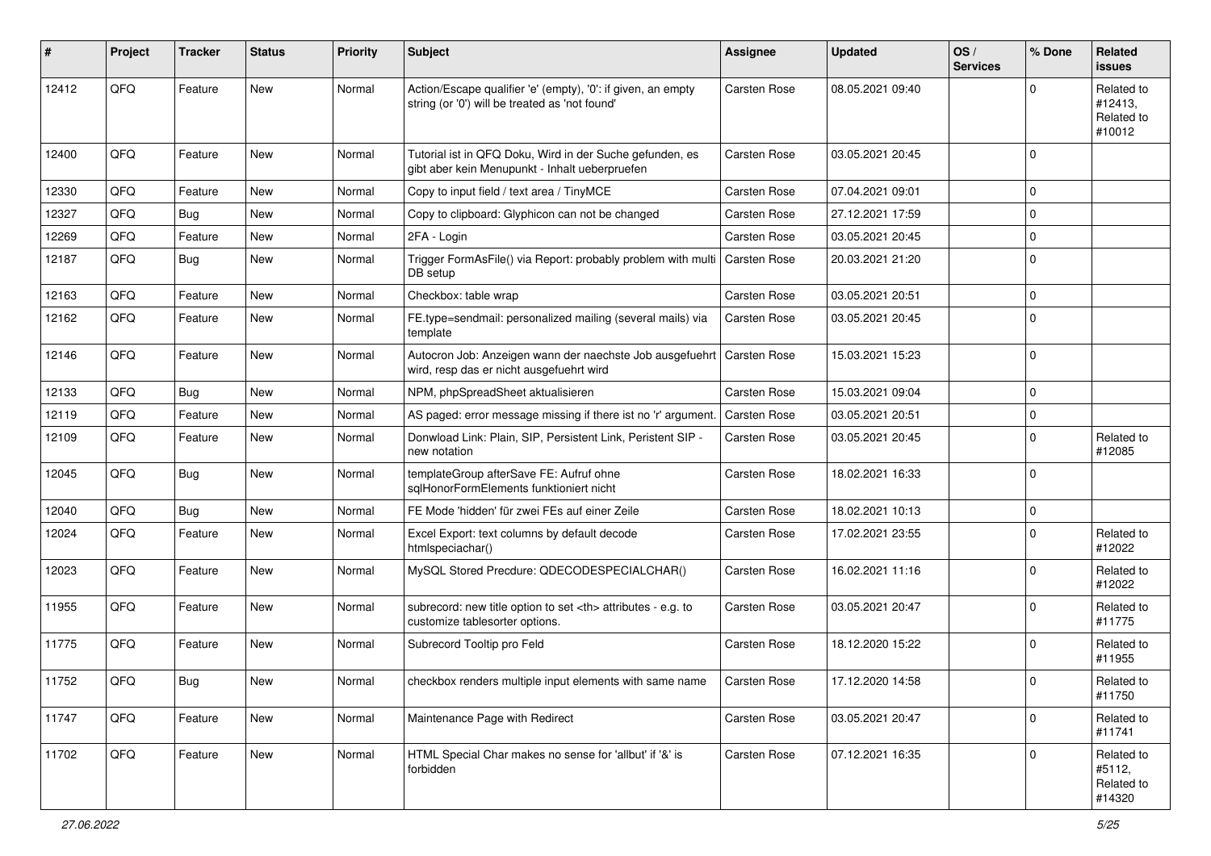| # | Project | Tracker | Status | Priority | Subject | Assignee | Updated | OS / Services | % Done | Related issues |
|---|---|---|---|---|---|---|---|---|---|---|
| 12412 | QFQ | Feature | New | Normal | Action/Escape qualifier 'e' (empty), '0': if given, an empty string (or '0') will be treated as 'not found' | Carsten Rose | 08.05.2021 09:40 | | 0 | Related to #12413, Related to #10012 |
| 12400 | QFQ | Feature | New | Normal | Tutorial ist in QFQ Doku, Wird in der Suche gefunden, es gibt aber kein Menupunkt - Inhalt ueberpruefen | Carsten Rose | 03.05.2021 20:45 | | 0 | |
| 12330 | QFQ | Feature | New | Normal | Copy to input field / text area / TinyMCE | Carsten Rose | 07.04.2021 09:01 | | 0 | |
| 12327 | QFQ | Bug | New | Normal | Copy to clipboard: Glyphicon can not be changed | Carsten Rose | 27.12.2021 17:59 | | 0 | |
| 12269 | QFQ | Feature | New | Normal | 2FA - Login | Carsten Rose | 03.05.2021 20:45 | | 0 | |
| 12187 | QFQ | Bug | New | Normal | Trigger FormAsFile() via Report: probably problem with multi DB setup | Carsten Rose | 20.03.2021 21:20 | | 0 | |
| 12163 | QFQ | Feature | New | Normal | Checkbox: table wrap | Carsten Rose | 03.05.2021 20:51 | | 0 | |
| 12162 | QFQ | Feature | New | Normal | FE.type=sendmail: personalized mailing (several mails) via template | Carsten Rose | 03.05.2021 20:45 | | 0 | |
| 12146 | QFQ | Feature | New | Normal | Autocron Job: Anzeigen wann der naechste Job ausgefuehrt wird, resp das er nicht ausgefuehrt wird | Carsten Rose | 15.03.2021 15:23 | | 0 | |
| 12133 | QFQ | Bug | New | Normal | NPM, phpSpreadSheet aktualisieren | Carsten Rose | 15.03.2021 09:04 | | 0 | |
| 12119 | QFQ | Feature | New | Normal | AS paged: error message missing if there ist no 'r' argument. | Carsten Rose | 03.05.2021 20:51 | | 0 | |
| 12109 | QFQ | Feature | New | Normal | Donwload Link: Plain, SIP, Persistent Link, Peristent SIP - new notation | Carsten Rose | 03.05.2021 20:45 | | 0 | Related to #12085 |
| 12045 | QFQ | Bug | New | Normal | templateGroup afterSave FE: Aufruf ohne sqlHonorFormElements funktioniert nicht | Carsten Rose | 18.02.2021 16:33 | | 0 | |
| 12040 | QFQ | Bug | New | Normal | FE Mode 'hidden' für zwei FEs auf einer Zeile | Carsten Rose | 18.02.2021 10:13 | | 0 | |
| 12024 | QFQ | Feature | New | Normal | Excel Export: text columns by default decode htmlspeciachar() | Carsten Rose | 17.02.2021 23:55 | | 0 | Related to #12022 |
| 12023 | QFQ | Feature | New | Normal | MySQL Stored Precdure: QDECODESPECIALCHAR() | Carsten Rose | 16.02.2021 11:16 | | 0 | Related to #12022 |
| 11955 | QFQ | Feature | New | Normal | subrecord: new title option to set <th> attributes - e.g. to customize tablesorter options. | Carsten Rose | 03.05.2021 20:47 | | 0 | Related to #11775 |
| 11775 | QFQ | Feature | New | Normal | Subrecord Tooltip pro Feld | Carsten Rose | 18.12.2020 15:22 | | 0 | Related to #11955 |
| 11752 | QFQ | Bug | New | Normal | checkbox renders multiple input elements with same name | Carsten Rose | 17.12.2020 14:58 | | 0 | Related to #11750 |
| 11747 | QFQ | Feature | New | Normal | Maintenance Page with Redirect | Carsten Rose | 03.05.2021 20:47 | | 0 | Related to #11741 |
| 11702 | QFQ | Feature | New | Normal | HTML Special Char makes no sense for 'allbut' if '&' is forbidden | Carsten Rose | 07.12.2021 16:35 | | 0 | Related to #5112, Related to #14320 |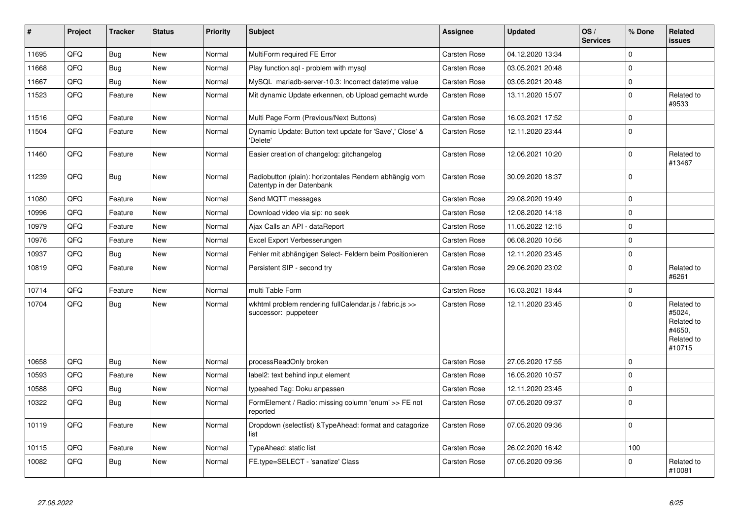| # | Project | Tracker | Status | Priority | Subject | Assignee | Updated | OS / Services | % Done | Related issues |
|---|---|---|---|---|---|---|---|---|---|---|
| 11695 | QFQ | Bug | New | Normal | MultiForm required FE Error | Carsten Rose | 04.12.2020 13:34 | | 0 | |
| 11668 | QFQ | Bug | New | Normal | Play function.sql - problem with mysql | Carsten Rose | 03.05.2021 20:48 | | 0 | |
| 11667 | QFQ | Bug | New | Normal | MySQL mariadb-server-10.3: Incorrect datetime value | Carsten Rose | 03.05.2021 20:48 | | 0 | |
| 11523 | QFQ | Feature | New | Normal | Mit dynamic Update erkennen, ob Upload gemacht wurde | Carsten Rose | 13.11.2020 15:07 | | 0 | Related to #9533 |
| 11516 | QFQ | Feature | New | Normal | Multi Page Form (Previous/Next Buttons) | Carsten Rose | 16.03.2021 17:52 | | 0 | |
| 11504 | QFQ | Feature | New | Normal | Dynamic Update: Button text update for 'Save',' Close' & 'Delete' | Carsten Rose | 12.11.2020 23:44 | | 0 | |
| 11460 | QFQ | Feature | New | Normal | Easier creation of changelog: gitchangelog | Carsten Rose | 12.06.2021 10:20 | | 0 | Related to #13467 |
| 11239 | QFQ | Bug | New | Normal | Radiobutton (plain): horizontales Rendern abhängig vom Datentyp in der Datenbank | Carsten Rose | 30.09.2020 18:37 | | 0 | |
| 11080 | QFQ | Feature | New | Normal | Send MQTT messages | Carsten Rose | 29.08.2020 19:49 | | 0 | |
| 10996 | QFQ | Feature | New | Normal | Download video via sip: no seek | Carsten Rose | 12.08.2020 14:18 | | 0 | |
| 10979 | QFQ | Feature | New | Normal | Ajax Calls an API - dataReport | Carsten Rose | 11.05.2022 12:15 | | 0 | |
| 10976 | QFQ | Feature | New | Normal | Excel Export Verbesserungen | Carsten Rose | 06.08.2020 10:56 | | 0 | |
| 10937 | QFQ | Bug | New | Normal | Fehler mit abhängigen Select- Feldern beim Positionieren | Carsten Rose | 12.11.2020 23:45 | | 0 | |
| 10819 | QFQ | Feature | New | Normal | Persistent SIP - second try | Carsten Rose | 29.06.2020 23:02 | | 0 | Related to #6261 |
| 10714 | QFQ | Feature | New | Normal | multi Table Form | Carsten Rose | 16.03.2021 18:44 | | 0 | |
| 10704 | QFQ | Bug | New | Normal | wkhtml problem rendering fullCalendar.js / fabric.js >> successor: puppeteer | Carsten Rose | 12.11.2020 23:45 | | 0 | Related to #5024, Related to #4650, Related to #10715 |
| 10658 | QFQ | Bug | New | Normal | processReadOnly broken | Carsten Rose | 27.05.2020 17:55 | | 0 | |
| 10593 | QFQ | Feature | New | Normal | label2: text behind input element | Carsten Rose | 16.05.2020 10:57 | | 0 | |
| 10588 | QFQ | Bug | New | Normal | typeahed Tag: Doku anpassen | Carsten Rose | 12.11.2020 23:45 | | 0 | |
| 10322 | QFQ | Bug | New | Normal | FormElement / Radio: missing column 'enum' >> FE not reported | Carsten Rose | 07.05.2020 09:37 | | 0 | |
| 10119 | QFQ | Feature | New | Normal | Dropdown (selectlist) &TypeAhead: format and catagorize list | Carsten Rose | 07.05.2020 09:36 | | 0 | |
| 10115 | QFQ | Feature | New | Normal | TypeAhead: static list | Carsten Rose | 26.02.2020 16:42 | | 100 | |
| 10082 | QFQ | Bug | New | Normal | FE.type=SELECT - 'sanatize' Class | Carsten Rose | 07.05.2020 09:36 | | 0 | Related to #10081 |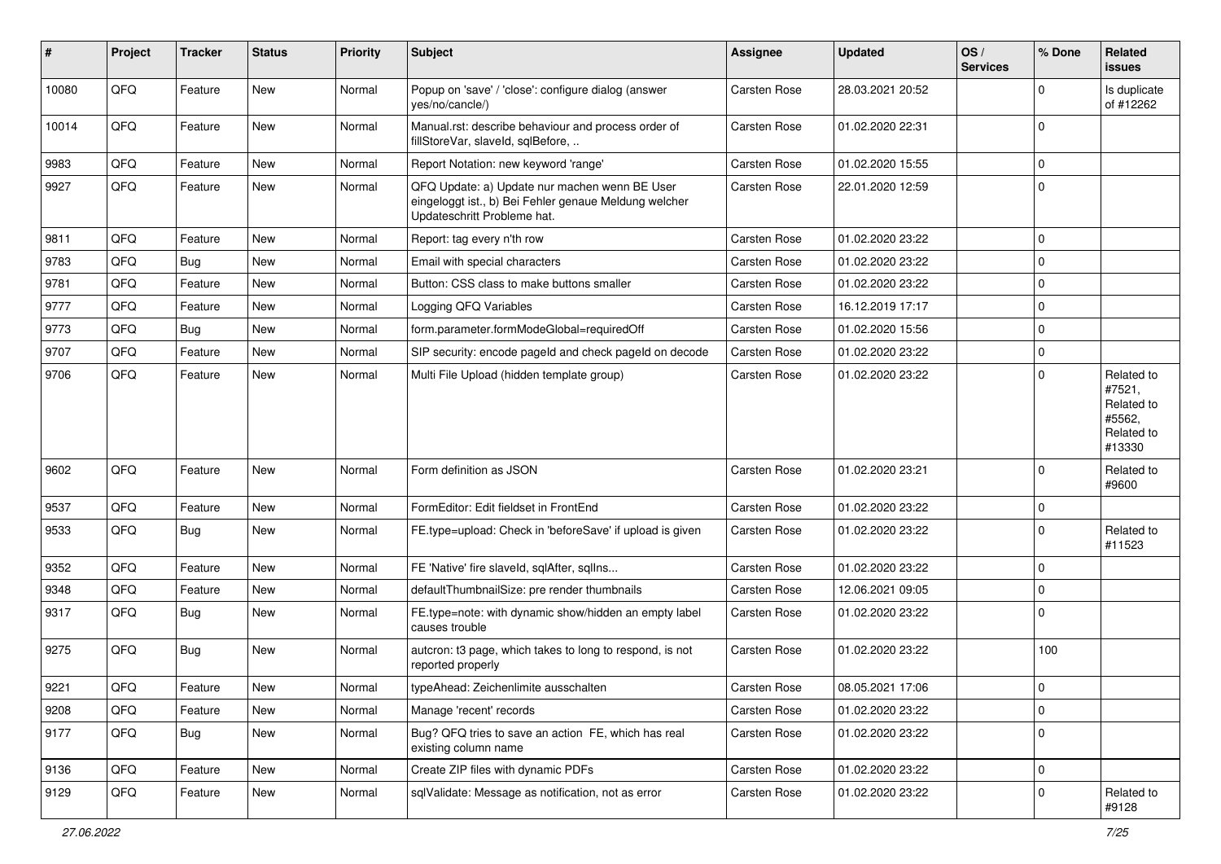| # | Project | Tracker | Status | Priority | Subject | Assignee | Updated | OS / Services | % Done | Related issues |
|---|---|---|---|---|---|---|---|---|---|---|
| 10080 | QFQ | Feature | New | Normal | Popup on 'save' / 'close': configure dialog (answer yes/no/cancle/) | Carsten Rose | 28.03.2021 20:52 | | 0 | Is duplicate of #12262 |
| 10014 | QFQ | Feature | New | Normal | Manual.rst: describe behaviour and process order of fillStoreVar, slaveId, sqlBefore, .. | Carsten Rose | 01.02.2020 22:31 | | 0 | |
| 9983 | QFQ | Feature | New | Normal | Report Notation: new keyword 'range' | Carsten Rose | 01.02.2020 15:55 | | 0 | |
| 9927 | QFQ | Feature | New | Normal | QFQ Update: a) Update nur machen wenn BE User eingeloggt ist., b) Bei Fehler genaue Meldung welcher Updateschritt Probleme hat. | Carsten Rose | 22.01.2020 12:59 | | 0 | |
| 9811 | QFQ | Feature | New | Normal | Report: tag every n'th row | Carsten Rose | 01.02.2020 23:22 | | 0 | |
| 9783 | QFQ | Bug | New | Normal | Email with special characters | Carsten Rose | 01.02.2020 23:22 | | 0 | |
| 9781 | QFQ | Feature | New | Normal | Button: CSS class to make buttons smaller | Carsten Rose | 01.02.2020 23:22 | | 0 | |
| 9777 | QFQ | Feature | New | Normal | Logging QFQ Variables | Carsten Rose | 16.12.2019 17:17 | | 0 | |
| 9773 | QFQ | Bug | New | Normal | form.parameter.formModeGlobal=requiredOff | Carsten Rose | 01.02.2020 15:56 | | 0 | |
| 9707 | QFQ | Feature | New | Normal | SIP security: encode pageId and check pageId on decode | Carsten Rose | 01.02.2020 23:22 | | 0 | |
| 9706 | QFQ | Feature | New | Normal | Multi File Upload (hidden template group) | Carsten Rose | 01.02.2020 23:22 | | 0 | Related to #7521, Related to #5562, Related to #13330 |
| 9602 | QFQ | Feature | New | Normal | Form definition as JSON | Carsten Rose | 01.02.2020 23:21 | | 0 | Related to #9600 |
| 9537 | QFQ | Feature | New | Normal | FormEditor: Edit fieldset in FrontEnd | Carsten Rose | 01.02.2020 23:22 | | 0 | |
| 9533 | QFQ | Bug | New | Normal | FE.type=upload: Check in 'beforeSave' if upload is given | Carsten Rose | 01.02.2020 23:22 | | 0 | Related to #11523 |
| 9352 | QFQ | Feature | New | Normal | FE 'Native' fire slaveId, sqlAfter, sqlIns... | Carsten Rose | 01.02.2020 23:22 | | 0 | |
| 9348 | QFQ | Feature | New | Normal | defaultThumbnailSize: pre render thumbnails | Carsten Rose | 12.06.2021 09:05 | | 0 | |
| 9317 | QFQ | Bug | New | Normal | FE.type=note: with dynamic show/hidden an empty label causes trouble | Carsten Rose | 01.02.2020 23:22 | | 0 | |
| 9275 | QFQ | Bug | New | Normal | autcron: t3 page, which takes to long to respond, is not reported properly | Carsten Rose | 01.02.2020 23:22 | | 100 | |
| 9221 | QFQ | Feature | New | Normal | typeAhead: Zeichenlimite ausschalten | Carsten Rose | 08.05.2021 17:06 | | 0 | |
| 9208 | QFQ | Feature | New | Normal | Manage 'recent' records | Carsten Rose | 01.02.2020 23:22 | | 0 | |
| 9177 | QFQ | Bug | New | Normal | Bug? QFQ tries to save an action FE, which has real existing column name | Carsten Rose | 01.02.2020 23:22 | | 0 | |
| 9136 | QFQ | Feature | New | Normal | Create ZIP files with dynamic PDFs | Carsten Rose | 01.02.2020 23:22 | | 0 | |
| 9129 | QFQ | Feature | New | Normal | sqlValidate: Message as notification, not as error | Carsten Rose | 01.02.2020 23:22 | | 0 | Related to #9128 |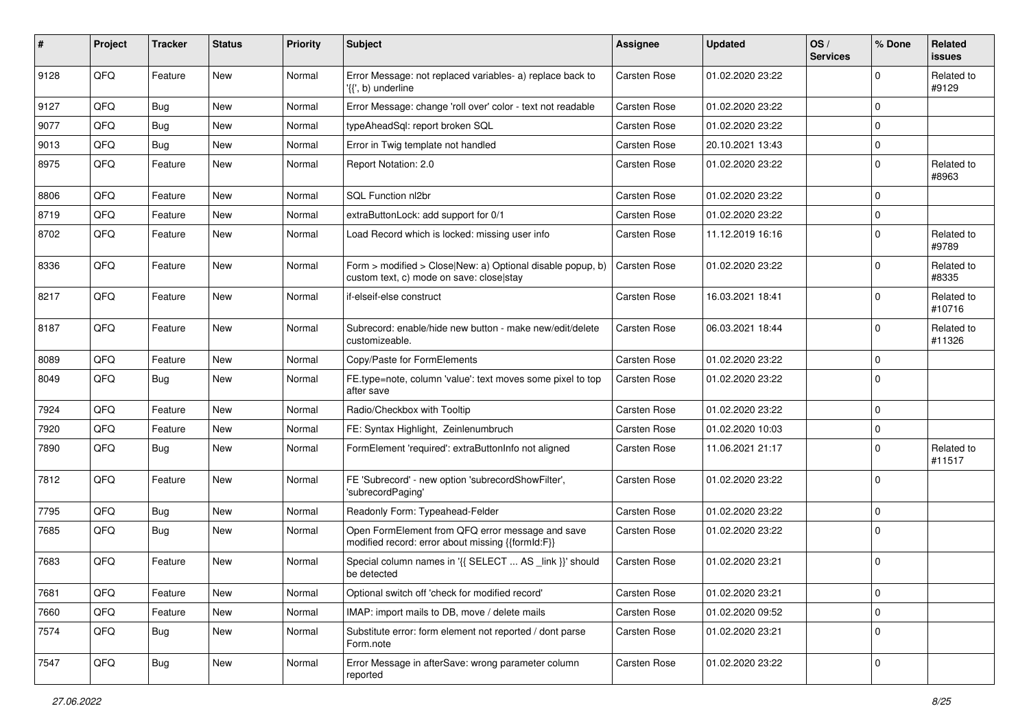| # | Project | Tracker | Status | Priority | Subject | Assignee | Updated | OS / Services | % Done | Related issues |
|---|---|---|---|---|---|---|---|---|---|---|
| 9128 | QFQ | Feature | New | Normal | Error Message: not replaced variables- a) replace back to '{{', b) underline | Carsten Rose | 01.02.2020 23:22 | | 0 | Related to #9129 |
| 9127 | QFQ | Bug | New | Normal | Error Message: change 'roll over' color - text not readable | Carsten Rose | 01.02.2020 23:22 | | 0 | |
| 9077 | QFQ | Bug | New | Normal | typeAheadSql: report broken SQL | Carsten Rose | 01.02.2020 23:22 | | 0 | |
| 9013 | QFQ | Bug | New | Normal | Error in Twig template not handled | Carsten Rose | 20.10.2021 13:43 | | 0 | |
| 8975 | QFQ | Feature | New | Normal | Report Notation: 2.0 | Carsten Rose | 01.02.2020 23:22 | | 0 | Related to #8963 |
| 8806 | QFQ | Feature | New | Normal | SQL Function nl2br | Carsten Rose | 01.02.2020 23:22 | | 0 | |
| 8719 | QFQ | Feature | New | Normal | extraButtonLock: add support for 0/1 | Carsten Rose | 01.02.2020 23:22 | | 0 | |
| 8702 | QFQ | Feature | New | Normal | Load Record which is locked: missing user info | Carsten Rose | 11.12.2019 16:16 | | 0 | Related to #9789 |
| 8336 | QFQ | Feature | New | Normal | Form > modified > Close\|New: a) Optional disable popup, b) custom text, c) mode on save: close\|stay | Carsten Rose | 01.02.2020 23:22 | | 0 | Related to #8335 |
| 8217 | QFQ | Feature | New | Normal | if-elseif-else construct | Carsten Rose | 16.03.2021 18:41 | | 0 | Related to #10716 |
| 8187 | QFQ | Feature | New | Normal | Subrecord: enable/hide new button - make new/edit/delete customizeable. | Carsten Rose | 06.03.2021 18:44 | | 0 | Related to #11326 |
| 8089 | QFQ | Feature | New | Normal | Copy/Paste for FormElements | Carsten Rose | 01.02.2020 23:22 | | 0 | |
| 8049 | QFQ | Bug | New | Normal | FE.type=note, column 'value': text moves some pixel to top after save | Carsten Rose | 01.02.2020 23:22 | | 0 | |
| 7924 | QFQ | Feature | New | Normal | Radio/Checkbox with Tooltip | Carsten Rose | 01.02.2020 23:22 | | 0 | |
| 7920 | QFQ | Feature | New | Normal | FE: Syntax Highlight, Zeinlenumbruch | Carsten Rose | 01.02.2020 10:03 | | 0 | |
| 7890 | QFQ | Bug | New | Normal | FormElement 'required': extraButtonInfo not aligned | Carsten Rose | 11.06.2021 21:17 | | 0 | Related to #11517 |
| 7812 | QFQ | Feature | New | Normal | FE 'Subrecord' - new option 'subrecordShowFilter', 'subrecordPaging' | Carsten Rose | 01.02.2020 23:22 | | 0 | |
| 7795 | QFQ | Bug | New | Normal | Readonly Form: Typeahead-Felder | Carsten Rose | 01.02.2020 23:22 | | 0 | |
| 7685 | QFQ | Bug | New | Normal | Open FormElement from QFQ error message and save modified record: error about missing {{formId:F}} | Carsten Rose | 01.02.2020 23:22 | | 0 | |
| 7683 | QFQ | Feature | New | Normal | Special column names in '{{ SELECT ... AS _link }}' should be detected | Carsten Rose | 01.02.2020 23:21 | | 0 | |
| 7681 | QFQ | Feature | New | Normal | Optional switch off 'check for modified record' | Carsten Rose | 01.02.2020 23:21 | | 0 | |
| 7660 | QFQ | Feature | New | Normal | IMAP: import mails to DB, move / delete mails | Carsten Rose | 01.02.2020 09:52 | | 0 | |
| 7574 | QFQ | Bug | New | Normal | Substitute error: form element not reported / dont parse Form.note | Carsten Rose | 01.02.2020 23:21 | | 0 | |
| 7547 | QFQ | Bug | New | Normal | Error Message in afterSave: wrong parameter column reported | Carsten Rose | 01.02.2020 23:22 | | 0 | |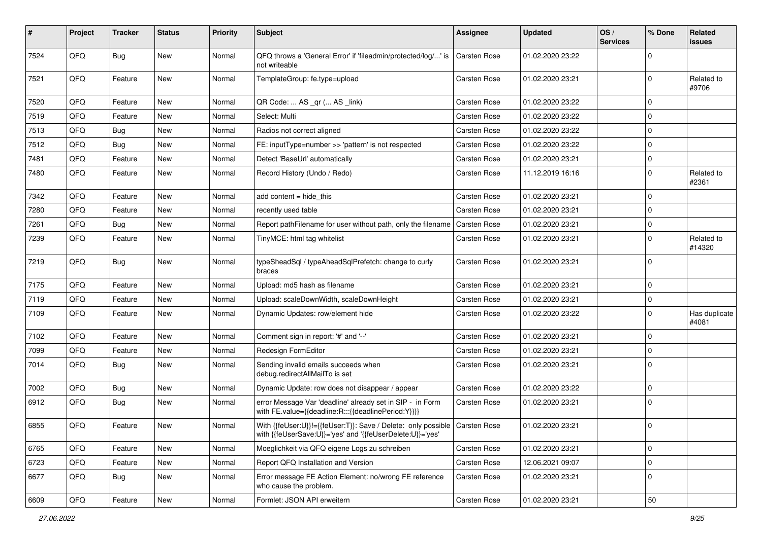| # | Project | Tracker | Status | Priority | Subject | Assignee | Updated | OS / Services | % Done | Related issues |
|---|---|---|---|---|---|---|---|---|---|---|
| 7524 | QFQ | Bug | New | Normal | QFQ throws a 'General Error' if 'fileadmin/protected/log/...' is not writeable | Carsten Rose | 01.02.2020 23:22 | | 0 | |
| 7521 | QFQ | Feature | New | Normal | TemplateGroup: fe.type=upload | Carsten Rose | 01.02.2020 23:21 | | 0 | Related to #9706 |
| 7520 | QFQ | Feature | New | Normal | QR Code: ... AS _qr ( ... AS _link) | Carsten Rose | 01.02.2020 23:22 | | 0 | |
| 7519 | QFQ | Feature | New | Normal | Select: Multi | Carsten Rose | 01.02.2020 23:22 | | 0 | |
| 7513 | QFQ | Bug | New | Normal | Radios not correct aligned | Carsten Rose | 01.02.2020 23:22 | | 0 | |
| 7512 | QFQ | Bug | New | Normal | FE: inputType=number >> 'pattern' is not respected | Carsten Rose | 01.02.2020 23:22 | | 0 | |
| 7481 | QFQ | Feature | New | Normal | Detect 'BaseUrl' automatically | Carsten Rose | 01.02.2020 23:21 | | 0 | |
| 7480 | QFQ | Feature | New | Normal | Record History (Undo / Redo) | Carsten Rose | 11.12.2019 16:16 | | 0 | Related to #2361 |
| 7342 | QFQ | Feature | New | Normal | add content = hide_this | Carsten Rose | 01.02.2020 23:21 | | 0 | |
| 7280 | QFQ | Feature | New | Normal | recently used table | Carsten Rose | 01.02.2020 23:21 | | 0 | |
| 7261 | QFQ | Bug | New | Normal | Report pathFilename for user without path, only the filename | Carsten Rose | 01.02.2020 23:21 | | 0 | |
| 7239 | QFQ | Feature | New | Normal | TinyMCE: html tag whitelist | Carsten Rose | 01.02.2020 23:21 | | 0 | Related to #14320 |
| 7219 | QFQ | Bug | New | Normal | typeSheadSql / typeAheadSqlPrefetch: change to curly braces | Carsten Rose | 01.02.2020 23:21 | | 0 | |
| 7175 | QFQ | Feature | New | Normal | Upload: md5 hash as filename | Carsten Rose | 01.02.2020 23:21 | | 0 | |
| 7119 | QFQ | Feature | New | Normal | Upload: scaleDownWidth, scaleDownHeight | Carsten Rose | 01.02.2020 23:21 | | 0 | |
| 7109 | QFQ | Feature | New | Normal | Dynamic Updates: row/element hide | Carsten Rose | 01.02.2020 23:22 | | 0 | Has duplicate #4081 |
| 7102 | QFQ | Feature | New | Normal | Comment sign in report: '#' and '--' | Carsten Rose | 01.02.2020 23:21 | | 0 | |
| 7099 | QFQ | Feature | New | Normal | Redesign FormEditor | Carsten Rose | 01.02.2020 23:21 | | 0 | |
| 7014 | QFQ | Bug | New | Normal | Sending invalid emails succeeds when debug.redirectAllMailTo is set | Carsten Rose | 01.02.2020 23:21 | | 0 | |
| 7002 | QFQ | Bug | New | Normal | Dynamic Update: row does not disappear / appear | Carsten Rose | 01.02.2020 23:22 | | 0 | |
| 6912 | QFQ | Bug | New | Normal | error Message Var 'deadline' already set in SIP - in Form with FE.value={{deadline:R:::{{deadlinePeriod:Y}}}} | Carsten Rose | 01.02.2020 23:21 | | 0 | |
| 6855 | QFQ | Feature | New | Normal | With {{feUser:U}}!={{feUser:T}}: Save / Delete: only possible with {{feUserSave:U}}='yes' and '{{feUserDelete:U}}='yes' | Carsten Rose | 01.02.2020 23:21 | | 0 | |
| 6765 | QFQ | Feature | New | Normal | Moeglichkeit via QFQ eigene Logs zu schreiben | Carsten Rose | 01.02.2020 23:21 | | 0 | |
| 6723 | QFQ | Feature | New | Normal | Report QFQ Installation and Version | Carsten Rose | 12.06.2021 09:07 | | 0 | |
| 6677 | QFQ | Bug | New | Normal | Error message FE Action Element: no/wrong FE reference who cause the problem. | Carsten Rose | 01.02.2020 23:21 | | 0 | |
| 6609 | QFQ | Feature | New | Normal | Formlet: JSON API erweitern | Carsten Rose | 01.02.2020 23:21 | | 50 | |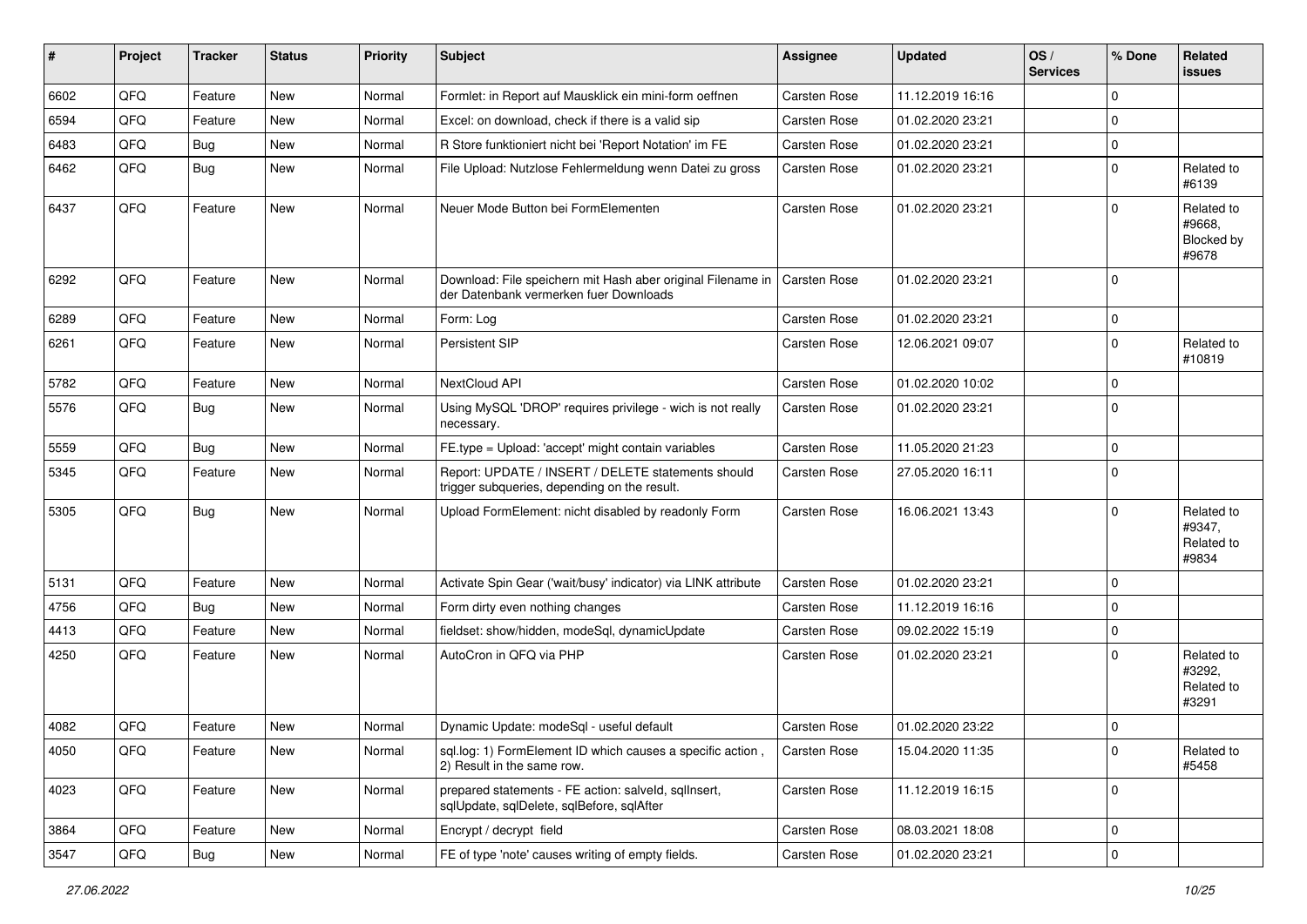| # | Project | Tracker | Status | Priority | Subject | Assignee | Updated | OS / Services | % Done | Related issues |
|---|---|---|---|---|---|---|---|---|---|---|
| 6602 | QFQ | Feature | New | Normal | Formlet: in Report auf Mausklick ein mini-form oeffnen | Carsten Rose | 11.12.2019 16:16 | | 0 | |
| 6594 | QFQ | Feature | New | Normal | Excel: on download, check if there is a valid sip | Carsten Rose | 01.02.2020 23:21 | | 0 | |
| 6483 | QFQ | Bug | New | Normal | R Store funktioniert nicht bei 'Report Notation' im FE | Carsten Rose | 01.02.2020 23:21 | | 0 | |
| 6462 | QFQ | Bug | New | Normal | File Upload: Nutzlose Fehlermeldung wenn Datei zu gross | Carsten Rose | 01.02.2020 23:21 | | 0 | Related to #6139 |
| 6437 | QFQ | Feature | New | Normal | Neuer Mode Button bei FormElementen | Carsten Rose | 01.02.2020 23:21 | | 0 | Related to #9668, Blocked by #9678 |
| 6292 | QFQ | Feature | New | Normal | Download: File speichern mit Hash aber original Filename in der Datenbank vermerken fuer Downloads | Carsten Rose | 01.02.2020 23:21 | | 0 | |
| 6289 | QFQ | Feature | New | Normal | Form: Log | Carsten Rose | 01.02.2020 23:21 | | 0 | |
| 6261 | QFQ | Feature | New | Normal | Persistent SIP | Carsten Rose | 12.06.2021 09:07 | | 0 | Related to #10819 |
| 5782 | QFQ | Feature | New | Normal | NextCloud API | Carsten Rose | 01.02.2020 10:02 | | 0 | |
| 5576 | QFQ | Bug | New | Normal | Using MySQL 'DROP' requires privilege - wich is not really necessary. | Carsten Rose | 01.02.2020 23:21 | | 0 | |
| 5559 | QFQ | Bug | New | Normal | FE.type = Upload: 'accept' might contain variables | Carsten Rose | 11.05.2020 21:23 | | 0 | |
| 5345 | QFQ | Feature | New | Normal | Report: UPDATE / INSERT / DELETE statements should trigger subqueries, depending on the result. | Carsten Rose | 27.05.2020 16:11 | | 0 | |
| 5305 | QFQ | Bug | New | Normal | Upload FormElement: nicht disabled by readonly Form | Carsten Rose | 16.06.2021 13:43 | | 0 | Related to #9347, Related to #9834 |
| 5131 | QFQ | Feature | New | Normal | Activate Spin Gear ('wait/busy' indicator) via LINK attribute | Carsten Rose | 01.02.2020 23:21 | | 0 | |
| 4756 | QFQ | Bug | New | Normal | Form dirty even nothing changes | Carsten Rose | 11.12.2019 16:16 | | 0 | |
| 4413 | QFQ | Feature | New | Normal | fieldset: show/hidden, modeSql, dynamicUpdate | Carsten Rose | 09.02.2022 15:19 | | 0 | |
| 4250 | QFQ | Feature | New | Normal | AutoCron in QFQ via PHP | Carsten Rose | 01.02.2020 23:21 | | 0 | Related to #3292, Related to #3291 |
| 4082 | QFQ | Feature | New | Normal | Dynamic Update: modeSql - useful default | Carsten Rose | 01.02.2020 23:22 | | 0 | |
| 4050 | QFQ | Feature | New | Normal | sql.log: 1) FormElement ID which causes a specific action , 2) Result in the same row. | Carsten Rose | 15.04.2020 11:35 | | 0 | Related to #5458 |
| 4023 | QFQ | Feature | New | Normal | prepared statements - FE action: salveld, sqlInsert, sqlUpdate, sqlDelete, sqlBefore, sqlAfter | Carsten Rose | 11.12.2019 16:15 | | 0 | |
| 3864 | QFQ | Feature | New | Normal | Encrypt / decrypt field | Carsten Rose | 08.03.2021 18:08 | | 0 | |
| 3547 | QFQ | Bug | New | Normal | FE of type 'note' causes writing of empty fields. | Carsten Rose | 01.02.2020 23:21 | | 0 | |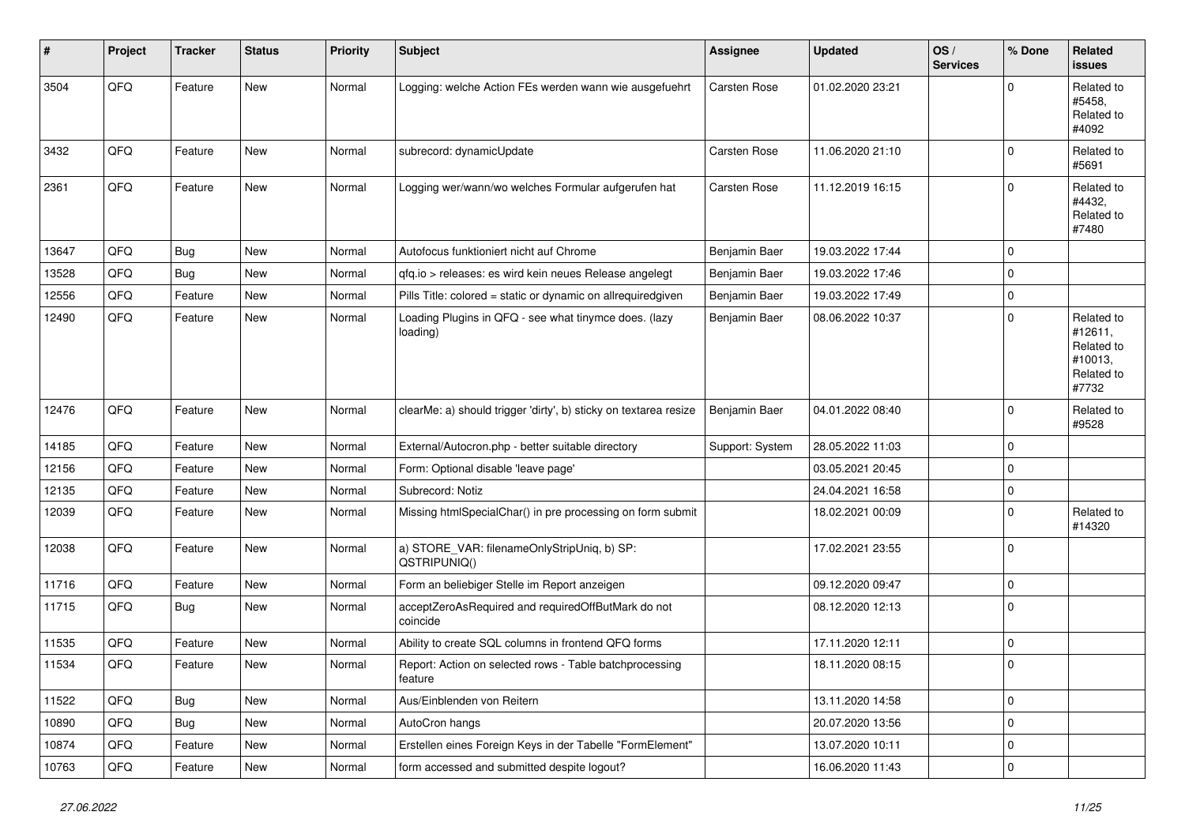| # | Project | Tracker | Status | Priority | Subject | Assignee | Updated | OS / Services | % Done | Related issues |
|---|---|---|---|---|---|---|---|---|---|---|
| 3504 | QFQ | Feature | New | Normal | Logging: welche Action FEs werden wann wie ausgefuehrt | Carsten Rose | 01.02.2020 23:21 | | 0 | Related to #5458, Related to #4092 |
| 3432 | QFQ | Feature | New | Normal | subrecord: dynamicUpdate | Carsten Rose | 11.06.2020 21:10 | | 0 | Related to #5691 |
| 2361 | QFQ | Feature | New | Normal | Logging wer/wann/wo welches Formular aufgerufen hat | Carsten Rose | 11.12.2019 16:15 | | 0 | Related to #4432, Related to #7480 |
| 13647 | QFQ | Bug | New | Normal | Autofocus funktioniert nicht auf Chrome | Benjamin Baer | 19.03.2022 17:44 | | 0 | |
| 13528 | QFQ | Bug | New | Normal | qfq.io > releases: es wird kein neues Release angelegt | Benjamin Baer | 19.03.2022 17:46 | | 0 | |
| 12556 | QFQ | Feature | New | Normal | Pills Title: colored = static or dynamic on allrequiredgiven | Benjamin Baer | 19.03.2022 17:49 | | 0 | |
| 12490 | QFQ | Feature | New | Normal | Loading Plugins in QFQ - see what tinymce does. (lazy loading) | Benjamin Baer | 08.06.2022 10:37 | | 0 | Related to #12611, Related to #10013, Related to #7732 |
| 12476 | QFQ | Feature | New | Normal | clearMe: a) should trigger 'dirty', b) sticky on textarea resize | Benjamin Baer | 04.01.2022 08:40 | | 0 | Related to #9528 |
| 14185 | QFQ | Feature | New | Normal | External/Autocron.php - better suitable directory | Support: System | 28.05.2022 11:03 | | 0 | |
| 12156 | QFQ | Feature | New | Normal | Form: Optional disable 'leave page' | | 03.05.2021 20:45 | | 0 | |
| 12135 | QFQ | Feature | New | Normal | Subrecord: Notiz | | 24.04.2021 16:58 | | 0 | |
| 12039 | QFQ | Feature | New | Normal | Missing htmlSpecialChar() in pre processing on form submit | | 18.02.2021 00:09 | | 0 | Related to #14320 |
| 12038 | QFQ | Feature | New | Normal | a) STORE_VAR: filenameOnlyStripUniq, b) SP: QSTRIPUNIQ() | | 17.02.2021 23:55 | | 0 | |
| 11716 | QFQ | Feature | New | Normal | Form an beliebiger Stelle im Report anzeigen | | 09.12.2020 09:47 | | 0 | |
| 11715 | QFQ | Bug | New | Normal | acceptZeroAsRequired and requiredOffButMark do not coincide | | 08.12.2020 12:13 | | 0 | |
| 11535 | QFQ | Feature | New | Normal | Ability to create SQL columns in frontend QFQ forms | | 17.11.2020 12:11 | | 0 | |
| 11534 | QFQ | Feature | New | Normal | Report: Action on selected rows - Table batchprocessing feature | | 18.11.2020 08:15 | | 0 | |
| 11522 | QFQ | Bug | New | Normal | Aus/Einblenden von Reitern | | 13.11.2020 14:58 | | 0 | |
| 10890 | QFQ | Bug | New | Normal | AutoCron hangs | | 20.07.2020 13:56 | | 0 | |
| 10874 | QFQ | Feature | New | Normal | Erstellen eines Foreign Keys in der Tabelle "FormElement" | | 13.07.2020 10:11 | | 0 | |
| 10763 | QFQ | Feature | New | Normal | form accessed and submitted despite logout? | | 16.06.2020 11:43 | | 0 | |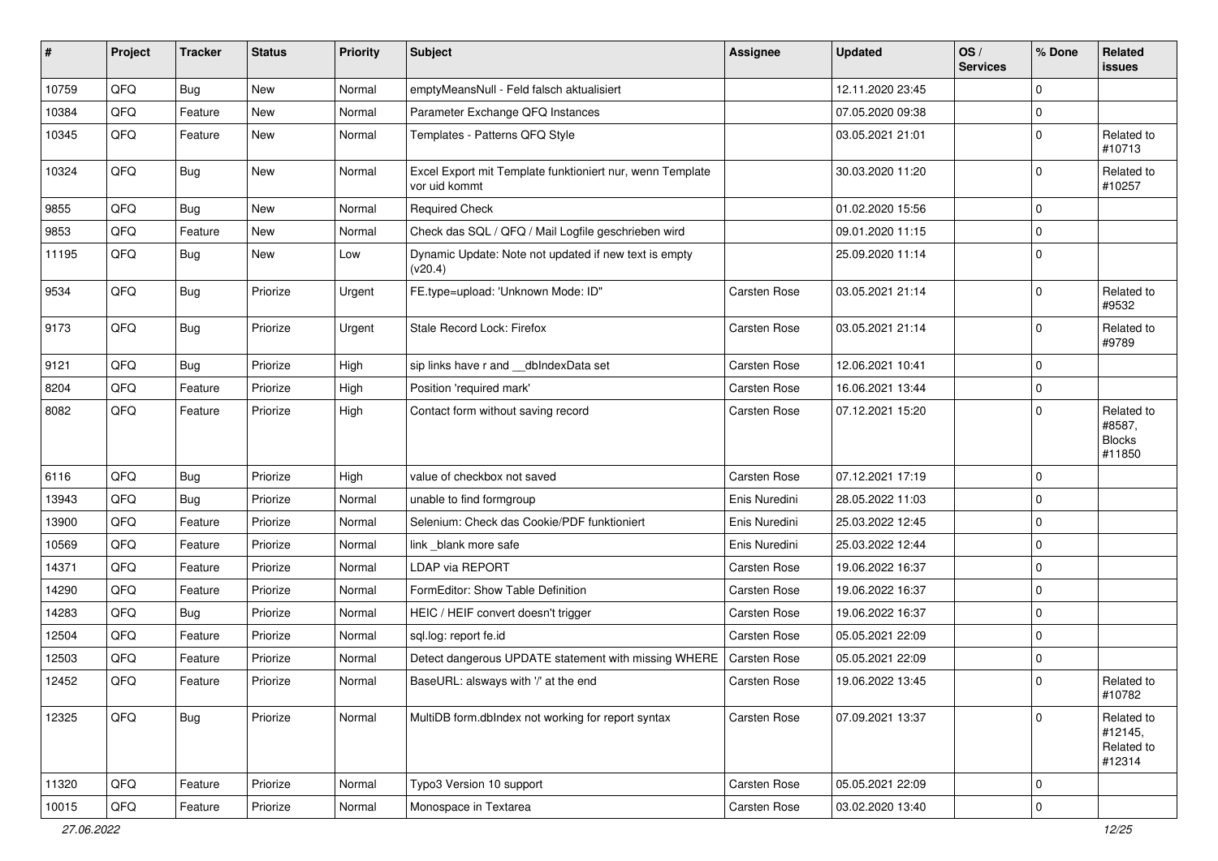| # | Project | Tracker | Status | Priority | Subject | Assignee | Updated | OS / Services | % Done | Related issues |
|---|---|---|---|---|---|---|---|---|---|---|
| 10759 | QFQ | Bug | New | Normal | emptyMeansNull - Feld falsch aktualisiert | | 12.11.2020 23:45 | | 0 | |
| 10384 | QFQ | Feature | New | Normal | Parameter Exchange QFQ Instances | | 07.05.2020 09:38 | | 0 | |
| 10345 | QFQ | Feature | New | Normal | Templates - Patterns QFQ Style | | 03.05.2021 21:01 | | 0 | Related to #10713 |
| 10324 | QFQ | Bug | New | Normal | Excel Export mit Template funktioniert nur, wenn Template vor uid kommt | | 30.03.2020 11:20 | | 0 | Related to #10257 |
| 9855 | QFQ | Bug | New | Normal | Required Check | | 01.02.2020 15:56 | | 0 | |
| 9853 | QFQ | Feature | New | Normal | Check das SQL / QFQ / Mail Logfile geschrieben wird | | 09.01.2020 11:15 | | 0 | |
| 11195 | QFQ | Bug | New | Low | Dynamic Update: Note not updated if new text is empty (v20.4) | | 25.09.2020 11:14 | | 0 | |
| 9534 | QFQ | Bug | Priorize | Urgent | FE.type=upload: 'Unknown Mode: ID" | Carsten Rose | 03.05.2021 21:14 | | 0 | Related to #9532 |
| 9173 | QFQ | Bug | Priorize | Urgent | Stale Record Lock: Firefox | Carsten Rose | 03.05.2021 21:14 | | 0 | Related to #9789 |
| 9121 | QFQ | Bug | Priorize | High | sip links have r and __dbIndexData set | Carsten Rose | 12.06.2021 10:41 | | 0 | |
| 8204 | QFQ | Feature | Priorize | High | Position 'required mark' | Carsten Rose | 16.06.2021 13:44 | | 0 | |
| 8082 | QFQ | Feature | Priorize | High | Contact form without saving record | Carsten Rose | 07.12.2021 15:20 | | 0 | Related to #8587, Blocks #11850 |
| 6116 | QFQ | Bug | Priorize | High | value of checkbox not saved | Carsten Rose | 07.12.2021 17:19 | | 0 | |
| 13943 | QFQ | Bug | Priorize | Normal | unable to find formgroup | Enis Nuredini | 28.05.2022 11:03 | | 0 | |
| 13900 | QFQ | Feature | Priorize | Normal | Selenium: Check das Cookie/PDF funktioniert | Enis Nuredini | 25.03.2022 12:45 | | 0 | |
| 10569 | QFQ | Feature | Priorize | Normal | link _blank more safe | Enis Nuredini | 25.03.2022 12:44 | | 0 | |
| 14371 | QFQ | Feature | Priorize | Normal | LDAP via REPORT | Carsten Rose | 19.06.2022 16:37 | | 0 | |
| 14290 | QFQ | Feature | Priorize | Normal | FormEditor: Show Table Definition | Carsten Rose | 19.06.2022 16:37 | | 0 | |
| 14283 | QFQ | Bug | Priorize | Normal | HEIC / HEIF convert doesn't trigger | Carsten Rose | 19.06.2022 16:37 | | 0 | |
| 12504 | QFQ | Feature | Priorize | Normal | sql.log: report fe.id | Carsten Rose | 05.05.2021 22:09 | | 0 | |
| 12503 | QFQ | Feature | Priorize | Normal | Detect dangerous UPDATE statement with missing WHERE | Carsten Rose | 05.05.2021 22:09 | | 0 | |
| 12452 | QFQ | Feature | Priorize | Normal | BaseURL: alsways with '/' at the end | Carsten Rose | 19.06.2022 13:45 | | 0 | Related to #10782 |
| 12325 | QFQ | Bug | Priorize | Normal | MultiDB form.dbIndex not working for report syntax | Carsten Rose | 07.09.2021 13:37 | | 0 | Related to #12145, Related to #12314 |
| 11320 | QFQ | Feature | Priorize | Normal | Typo3 Version 10 support | Carsten Rose | 05.05.2021 22:09 | | 0 | |
| 10015 | QFQ | Feature | Priorize | Normal | Monospace in Textarea | Carsten Rose | 03.02.2020 13:40 | | 0 | |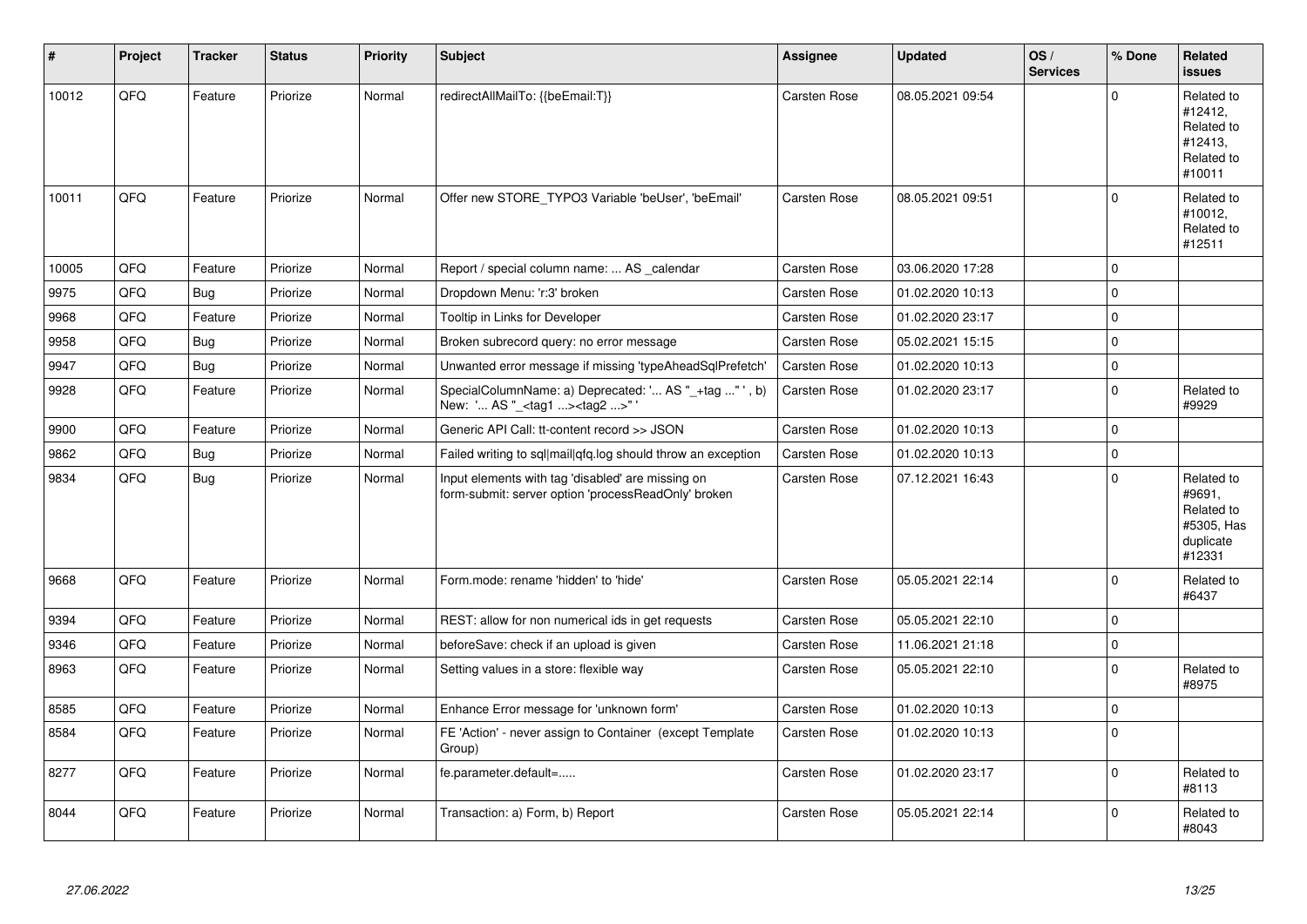| # | Project | Tracker | Status | Priority | Subject | Assignee | Updated | OS / Services | % Done | Related issues |
|---|---|---|---|---|---|---|---|---|---|---|
| 10012 | QFQ | Feature | Priorize | Normal | redirectAllMailTo: {{beEmail:T}} | Carsten Rose | 08.05.2021 09:54 | | 0 | Related to #12412, Related to #12413, Related to #10011 |
| 10011 | QFQ | Feature | Priorize | Normal | Offer new STORE_TYPO3 Variable 'beUser', 'beEmail' | Carsten Rose | 08.05.2021 09:51 | | 0 | Related to #10012, Related to #12511 |
| 10005 | QFQ | Feature | Priorize | Normal | Report / special column name: ... AS _calendar | Carsten Rose | 03.06.2020 17:28 | | 0 | |
| 9975 | QFQ | Bug | Priorize | Normal | Dropdown Menu: 'r:3' broken | Carsten Rose | 01.02.2020 10:13 | | 0 | |
| 9968 | QFQ | Feature | Priorize | Normal | Tooltip in Links for Developer | Carsten Rose | 01.02.2020 23:17 | | 0 | |
| 9958 | QFQ | Bug | Priorize | Normal | Broken subrecord query: no error message | Carsten Rose | 05.02.2021 15:15 | | 0 | |
| 9947 | QFQ | Bug | Priorize | Normal | Unwanted error message if missing 'typeAheadSqlPrefetch' | Carsten Rose | 01.02.2020 10:13 | | 0 | |
| 9928 | QFQ | Feature | Priorize | Normal | SpecialColumnName: a) Deprecated: '... AS "_+tag ..." ', b) New: '... AS "_<tag1 ...><tag2 ...>" ' | Carsten Rose | 01.02.2020 23:17 | | 0 | Related to #9929 |
| 9900 | QFQ | Feature | Priorize | Normal | Generic API Call: tt-content record >> JSON | Carsten Rose | 01.02.2020 10:13 | | 0 | |
| 9862 | QFQ | Bug | Priorize | Normal | Failed writing to sql\|mail\|qfq.log should throw an exception | Carsten Rose | 01.02.2020 10:13 | | 0 | |
| 9834 | QFQ | Bug | Priorize | Normal | Input elements with tag 'disabled' are missing on form-submit: server option 'processReadOnly' broken | Carsten Rose | 07.12.2021 16:43 | | 0 | Related to #9691, Related to #5305, Has duplicate #12331 |
| 9668 | QFQ | Feature | Priorize | Normal | Form.mode: rename 'hidden' to 'hide' | Carsten Rose | 05.05.2021 22:14 | | 0 | Related to #6437 |
| 9394 | QFQ | Feature | Priorize | Normal | REST: allow for non numerical ids in get requests | Carsten Rose | 05.05.2021 22:10 | | 0 | |
| 9346 | QFQ | Feature | Priorize | Normal | beforeSave: check if an upload is given | Carsten Rose | 11.06.2021 21:18 | | 0 | |
| 8963 | QFQ | Feature | Priorize | Normal | Setting values in a store: flexible way | Carsten Rose | 05.05.2021 22:10 | | 0 | Related to #8975 |
| 8585 | QFQ | Feature | Priorize | Normal | Enhance Error message for 'unknown form' | Carsten Rose | 01.02.2020 10:13 | | 0 | |
| 8584 | QFQ | Feature | Priorize | Normal | FE 'Action' - never assign to Container (except Template Group) | Carsten Rose | 01.02.2020 10:13 | | 0 | |
| 8277 | QFQ | Feature | Priorize | Normal | fe.parameter.default=..... | Carsten Rose | 01.02.2020 23:17 | | 0 | Related to #8113 |
| 8044 | QFQ | Feature | Priorize | Normal | Transaction: a) Form, b) Report | Carsten Rose | 05.05.2021 22:14 | | 0 | Related to #8043 |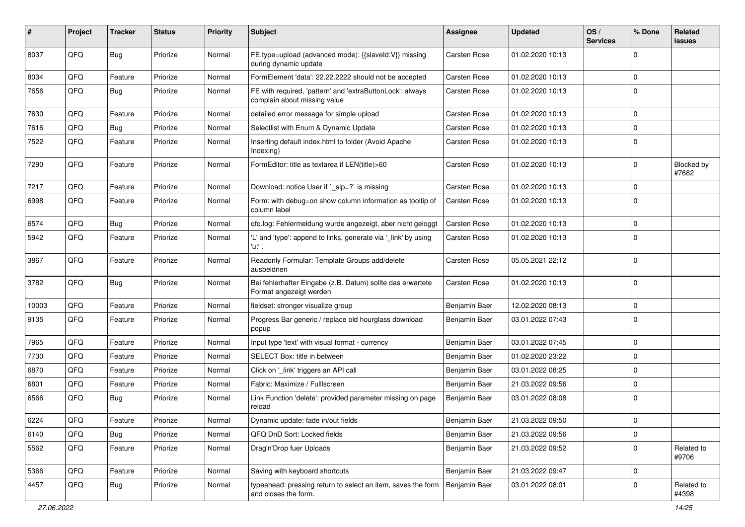| # | Project | Tracker | Status | Priority | Subject | Assignee | Updated | OS / Services | % Done | Related issues |
|---|---|---|---|---|---|---|---|---|---|---|
| 8037 | QFQ | Bug | Priorize | Normal | FE.type=upload (advanced mode): {{slaveId:V}} missing during dynamic update | Carsten Rose | 01.02.2020 10:13 | | 0 | |
| 8034 | QFQ | Feature | Priorize | Normal | FormElement 'data': 22.22.2222 should not be accepted | Carsten Rose | 01.02.2020 10:13 | | 0 | |
| 7656 | QFQ | Bug | Priorize | Normal | FE with required, 'pattern' and 'extraButtonLock': always complain about missing value | Carsten Rose | 01.02.2020 10:13 | | 0 | |
| 7630 | QFQ | Feature | Priorize | Normal | detailed error message for simple upload | Carsten Rose | 01.02.2020 10:13 | | 0 | |
| 7616 | QFQ | Bug | Priorize | Normal | Selectlist with Enum & Dynamic Update | Carsten Rose | 01.02.2020 10:13 | | 0 | |
| 7522 | QFQ | Feature | Priorize | Normal | Inserting default index.html to folder (Avoid Apache Indexing) | Carsten Rose | 01.02.2020 10:13 | | 0 | |
| 7290 | QFQ | Feature | Priorize | Normal | FormEditor: title as textarea if LEN(title)>60 | Carsten Rose | 01.02.2020 10:13 | | 0 | Blocked by #7682 |
| 7217 | QFQ | Feature | Priorize | Normal | Download: notice User if `_sip=?` is missing | Carsten Rose | 01.02.2020 10:13 | | 0 | |
| 6998 | QFQ | Feature | Priorize | Normal | Form: with debug=on show column information as tooltip of column label | Carsten Rose | 01.02.2020 10:13 | | 0 | |
| 6574 | QFQ | Bug | Priorize | Normal | qfq.log: Fehlermeldung wurde angezeigt, aber nicht geloggt | Carsten Rose | 01.02.2020 10:13 | | 0 | |
| 5942 | QFQ | Feature | Priorize | Normal | 'L' and 'type': append to links, generate via '_link' by using 'u:' . | Carsten Rose | 01.02.2020 10:13 | | 0 | |
| 3867 | QFQ | Feature | Priorize | Normal | Readonly Formular: Template Groups add/delete ausbeldnen | Carsten Rose | 05.05.2021 22:12 | | 0 | |
| 3782 | QFQ | Bug | Priorize | Normal | Bei fehlerhafter Eingabe (z.B. Datum) sollte das erwartete Format angezeigt werden | Carsten Rose | 01.02.2020 10:13 | | 0 | |
| 10003 | QFQ | Feature | Priorize | Normal | fieldset: stronger visualize group | Benjamin Baer | 12.02.2020 08:13 | | 0 | |
| 9135 | QFQ | Feature | Priorize | Normal | Progress Bar generic / replace old hourglass download popup | Benjamin Baer | 03.01.2022 07:43 | | 0 | |
| 7965 | QFQ | Feature | Priorize | Normal | Input type 'text' with visual format - currency | Benjamin Baer | 03.01.2022 07:45 | | 0 | |
| 7730 | QFQ | Feature | Priorize | Normal | SELECT Box: title in between | Benjamin Baer | 01.02.2020 23:22 | | 0 | |
| 6870 | QFQ | Feature | Priorize | Normal | Click on '_link' triggers an API call | Benjamin Baer | 03.01.2022 08:25 | | 0 | |
| 6801 | QFQ | Feature | Priorize | Normal | Fabric: Maximize / Fulllscreen | Benjamin Baer | 21.03.2022 09:56 | | 0 | |
| 6566 | QFQ | Bug | Priorize | Normal | Link Function 'delete': provided parameter missing on page reload | Benjamin Baer | 03.01.2022 08:08 | | 0 | |
| 6224 | QFQ | Feature | Priorize | Normal | Dynamic update: fade in/out fields | Benjamin Baer | 21.03.2022 09:50 | | 0 | |
| 6140 | QFQ | Bug | Priorize | Normal | QFQ DnD Sort: Locked fields | Benjamin Baer | 21.03.2022 09:56 | | 0 | |
| 5562 | QFQ | Feature | Priorize | Normal | Drag'n'Drop fuer Uploads | Benjamin Baer | 21.03.2022 09:52 | | 0 | Related to #9706 |
| 5366 | QFQ | Feature | Priorize | Normal | Saving with keyboard shortcuts | Benjamin Baer | 21.03.2022 09:47 | | 0 | |
| 4457 | QFQ | Bug | Priorize | Normal | typeahead: pressing return to select an item, saves the form and closes the form. | Benjamin Baer | 03.01.2022 08:01 | | 0 | Related to #4398 |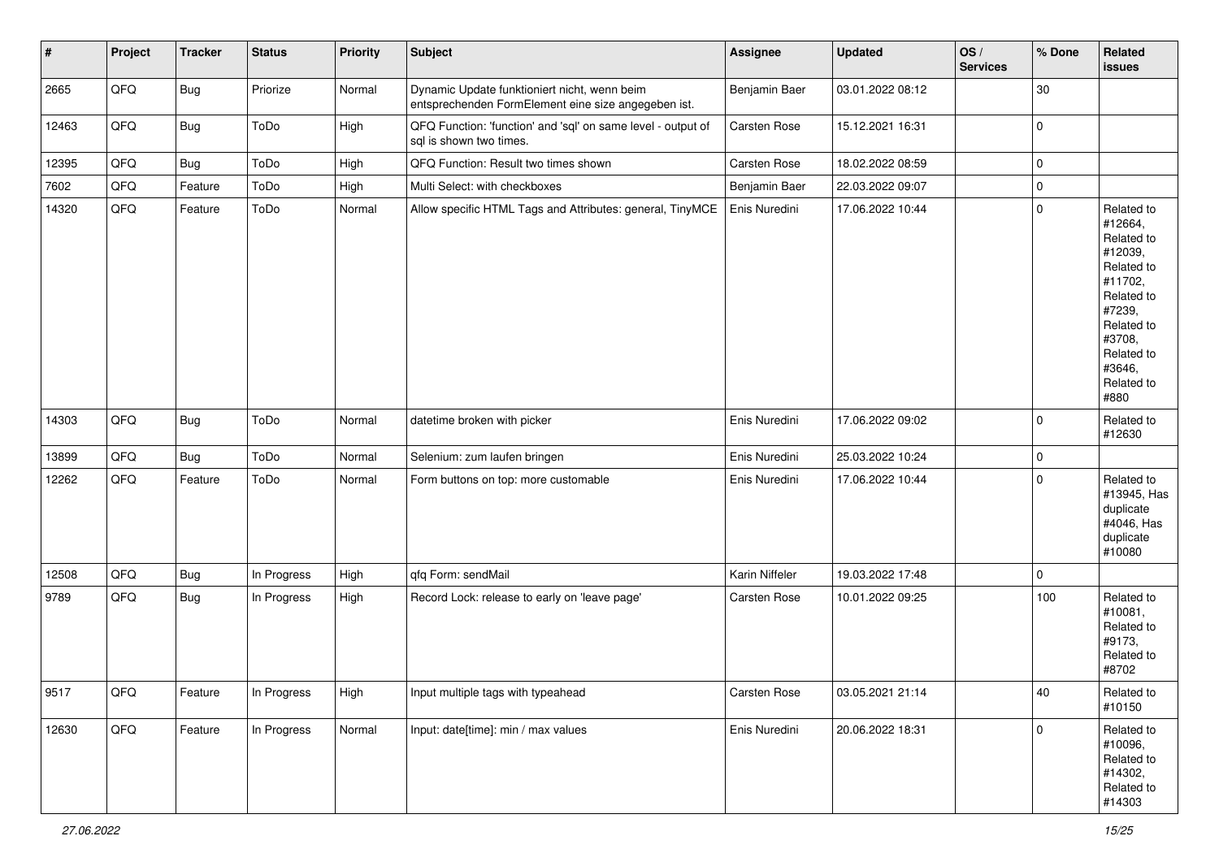| # | Project | Tracker | Status | Priority | Subject | Assignee | Updated | OS / Services | % Done | Related issues |
|---|---|---|---|---|---|---|---|---|---|---|
| 2665 | QFQ | Bug | Priorize | Normal | Dynamic Update funktioniert nicht, wenn beim entsprechenden FormElement eine size angegeben ist. | Benjamin Baer | 03.01.2022 08:12 | | 30 | |
| 12463 | QFQ | Bug | ToDo | High | QFQ Function: 'function' and 'sql' on same level - output of sql is shown two times. | Carsten Rose | 15.12.2021 16:31 | | 0 | |
| 12395 | QFQ | Bug | ToDo | High | QFQ Function: Result two times shown | Carsten Rose | 18.02.2022 08:59 | | 0 | |
| 7602 | QFQ | Feature | ToDo | High | Multi Select: with checkboxes | Benjamin Baer | 22.03.2022 09:07 | | 0 | |
| 14320 | QFQ | Feature | ToDo | Normal | Allow specific HTML Tags and Attributes: general, TinyMCE | Enis Nuredini | 17.06.2022 10:44 | | 0 | Related to #12664, Related to #12039, Related to #11702, Related to #7239, Related to #3708, Related to #3646, Related to #880 |
| 14303 | QFQ | Bug | ToDo | Normal | datetime broken with picker | Enis Nuredini | 17.06.2022 09:02 | | 0 | Related to #12630 |
| 13899 | QFQ | Bug | ToDo | Normal | Selenium: zum laufen bringen | Enis Nuredini | 25.03.2022 10:24 | | 0 | |
| 12262 | QFQ | Feature | ToDo | Normal | Form buttons on top: more customable | Enis Nuredini | 17.06.2022 10:44 | | 0 | Related to #13945, Has duplicate #4046, Has duplicate #10080 |
| 12508 | QFQ | Bug | In Progress | High | qfq Form: sendMail | Karin Niffeler | 19.03.2022 17:48 | | 0 | |
| 9789 | QFQ | Bug | In Progress | High | Record Lock: release to early on 'leave page' | Carsten Rose | 10.01.2022 09:25 | | 100 | Related to #10081, Related to #9173, Related to #8702 |
| 9517 | QFQ | Feature | In Progress | High | Input multiple tags with typeahead | Carsten Rose | 03.05.2021 21:14 | | 40 | Related to #10150 |
| 12630 | QFQ | Feature | In Progress | Normal | Input: date[time]: min / max values | Enis Nuredini | 20.06.2022 18:31 | | 0 | Related to #10096, Related to #14302, Related to #14303 |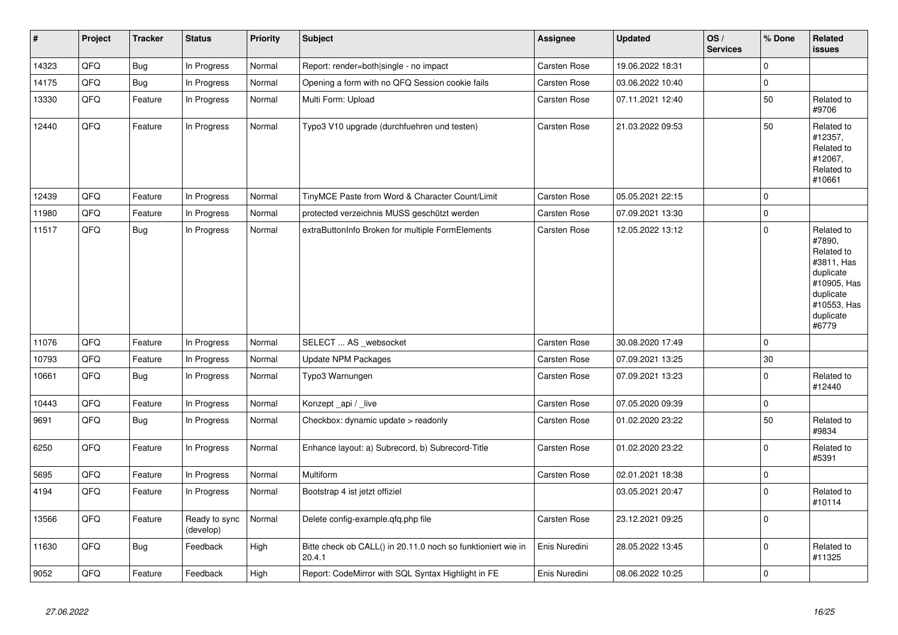| # | Project | Tracker | Status | Priority | Subject | Assignee | Updated | OS / Services | % Done | Related issues |
|---|---|---|---|---|---|---|---|---|---|---|
| 14323 | QFQ | Bug | In Progress | Normal | Report: render=both\|single - no impact | Carsten Rose | 19.06.2022 18:31 | | 0 | |
| 14175 | QFQ | Bug | In Progress | Normal | Opening a form with no QFQ Session cookie fails | Carsten Rose | 03.06.2022 10:40 | | 0 | |
| 13330 | QFQ | Feature | In Progress | Normal | Multi Form: Upload | Carsten Rose | 07.11.2021 12:40 | | 50 | Related to #9706 |
| 12440 | QFQ | Feature | In Progress | Normal | Typo3 V10 upgrade (durchfuehren und testen) | Carsten Rose | 21.03.2022 09:53 | | 50 | Related to #12357, Related to #12067, Related to #10661 |
| 12439 | QFQ | Feature | In Progress | Normal | TinyMCE Paste from Word & Character Count/Limit | Carsten Rose | 05.05.2021 22:15 | | 0 | |
| 11980 | QFQ | Feature | In Progress | Normal | protected verzeichnis MUSS geschützt werden | Carsten Rose | 07.09.2021 13:30 | | 0 | |
| 11517 | QFQ | Bug | In Progress | Normal | extraButtonInfo Broken for multiple FormElements | Carsten Rose | 12.05.2022 13:12 | | 0 | Related to #7890, Related to #3811, Has duplicate #10905, Has duplicate #10553, Has duplicate #6779 |
| 11076 | QFQ | Feature | In Progress | Normal | SELECT ... AS _websocket | Carsten Rose | 30.08.2020 17:49 | | 0 | |
| 10793 | QFQ | Feature | In Progress | Normal | Update NPM Packages | Carsten Rose | 07.09.2021 13:25 | | 30 | |
| 10661 | QFQ | Bug | In Progress | Normal | Typo3 Warnungen | Carsten Rose | 07.09.2021 13:23 | | 0 | Related to #12440 |
| 10443 | QFQ | Feature | In Progress | Normal | Konzept _api / _live | Carsten Rose | 07.05.2020 09:39 | | 0 | |
| 9691 | QFQ | Bug | In Progress | Normal | Checkbox: dynamic update > readonly | Carsten Rose | 01.02.2020 23:22 | | 50 | Related to #9834 |
| 6250 | QFQ | Feature | In Progress | Normal | Enhance layout: a) Subrecord, b) Subrecord-Title | Carsten Rose | 01.02.2020 23:22 | | 0 | Related to #5391 |
| 5695 | QFQ | Feature | In Progress | Normal | Multiform | Carsten Rose | 02.01.2021 18:38 | | 0 | |
| 4194 | QFQ | Feature | In Progress | Normal | Bootstrap 4 ist jetzt offiziel | | 03.05.2021 20:47 | | 0 | Related to #10114 |
| 13566 | QFQ | Feature | Ready to sync (develop) | Normal | Delete config-example.qfq.php file | Carsten Rose | 23.12.2021 09:25 | | 0 | |
| 11630 | QFQ | Bug | Feedback | High | Bitte check ob CALL() in 20.11.0 noch so funktioniert wie in 20.4.1 | Enis Nuredini | 28.05.2022 13:45 | | 0 | Related to #11325 |
| 9052 | QFQ | Feature | Feedback | High | Report: CodeMirror with SQL Syntax Highlight in FE | Enis Nuredini | 08.06.2022 10:25 | | 0 | |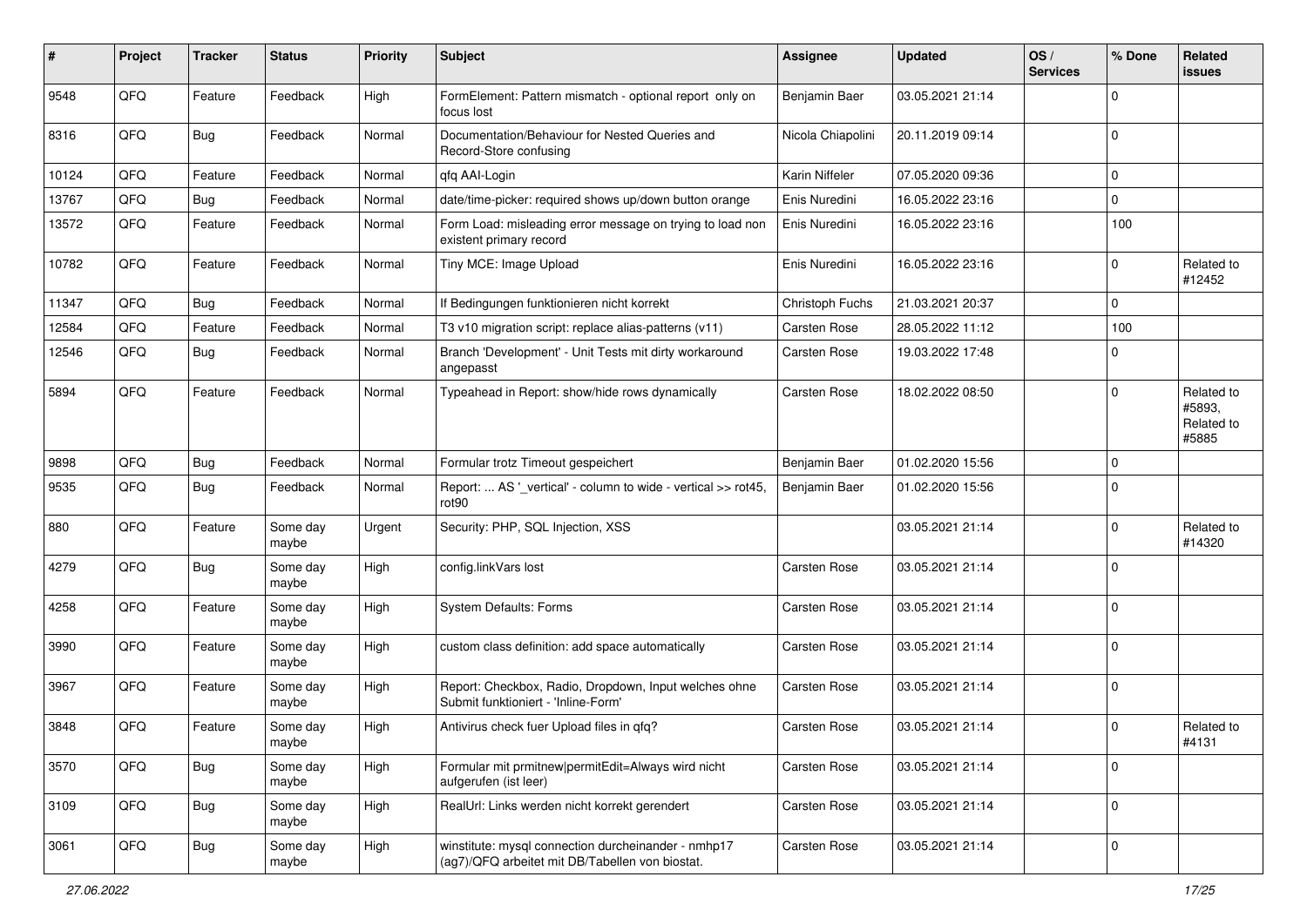| # | Project | Tracker | Status | Priority | Subject | Assignee | Updated | OS / Services | % Done | Related issues |
|---|---|---|---|---|---|---|---|---|---|---|
| 9548 | QFQ | Feature | Feedback | High | FormElement: Pattern mismatch - optional report only on focus lost | Benjamin Baer | 03.05.2021 21:14 | | 0 | |
| 8316 | QFQ | Bug | Feedback | Normal | Documentation/Behaviour for Nested Queries and Record-Store confusing | Nicola Chiapolini | 20.11.2019 09:14 | | 0 | |
| 10124 | QFQ | Feature | Feedback | Normal | qfq AAI-Login | Karin Niffeler | 07.05.2020 09:36 | | 0 | |
| 13767 | QFQ | Bug | Feedback | Normal | date/time-picker: required shows up/down button orange | Enis Nuredini | 16.05.2022 23:16 | | 0 | |
| 13572 | QFQ | Feature | Feedback | Normal | Form Load: misleading error message on trying to load non existent primary record | Enis Nuredini | 16.05.2022 23:16 | | 100 | |
| 10782 | QFQ | Feature | Feedback | Normal | Tiny MCE: Image Upload | Enis Nuredini | 16.05.2022 23:16 | | 0 | Related to #12452 |
| 11347 | QFQ | Bug | Feedback | Normal | If Bedingungen funktionieren nicht korrekt | Christoph Fuchs | 21.03.2021 20:37 | | 0 | |
| 12584 | QFQ | Feature | Feedback | Normal | T3 v10 migration script: replace alias-patterns (v11) | Carsten Rose | 28.05.2022 11:12 | | 100 | |
| 12546 | QFQ | Bug | Feedback | Normal | Branch 'Development' - Unit Tests mit dirty workaround angepasst | Carsten Rose | 19.03.2022 17:48 | | 0 | |
| 5894 | QFQ | Feature | Feedback | Normal | Typeahead in Report: show/hide rows dynamically | Carsten Rose | 18.02.2022 08:50 | | 0 | Related to #5893, Related to #5885 |
| 9898 | QFQ | Bug | Feedback | Normal | Formular trotz Timeout gespeichert | Benjamin Baer | 01.02.2020 15:56 | | 0 | |
| 9535 | QFQ | Bug | Feedback | Normal | Report: ... AS '_vertical' - column to wide - vertical >> rot45, rot90 | Benjamin Baer | 01.02.2020 15:56 | | 0 | |
| 880 | QFQ | Feature | Some day maybe | Urgent | Security: PHP, SQL Injection, XSS | | 03.05.2021 21:14 | | 0 | Related to #14320 |
| 4279 | QFQ | Bug | Some day maybe | High | config.linkVars lost | Carsten Rose | 03.05.2021 21:14 | | 0 | |
| 4258 | QFQ | Feature | Some day maybe | High | System Defaults: Forms | Carsten Rose | 03.05.2021 21:14 | | 0 | |
| 3990 | QFQ | Feature | Some day maybe | High | custom class definition: add space automatically | Carsten Rose | 03.05.2021 21:14 | | 0 | |
| 3967 | QFQ | Feature | Some day maybe | High | Report: Checkbox, Radio, Dropdown, Input welches ohne Submit funktioniert - 'Inline-Form' | Carsten Rose | 03.05.2021 21:14 | | 0 | |
| 3848 | QFQ | Feature | Some day maybe | High | Antivirus check fuer Upload files in qfq? | Carsten Rose | 03.05.2021 21:14 | | 0 | Related to #4131 |
| 3570 | QFQ | Bug | Some day maybe | High | Formular mit prmitnew\|permitEdit=Always wird nicht aufgerufen (ist leer) | Carsten Rose | 03.05.2021 21:14 | | 0 | |
| 3109 | QFQ | Bug | Some day maybe | High | RealUrl: Links werden nicht korrekt gerendert | Carsten Rose | 03.05.2021 21:14 | | 0 | |
| 3061 | QFQ | Bug | Some day maybe | High | winstitute: mysql connection durcheinander - nmhp17 (ag7)/QFQ arbeitet mit DB/Tabellen von biostat. | Carsten Rose | 03.05.2021 21:14 | | 0 | |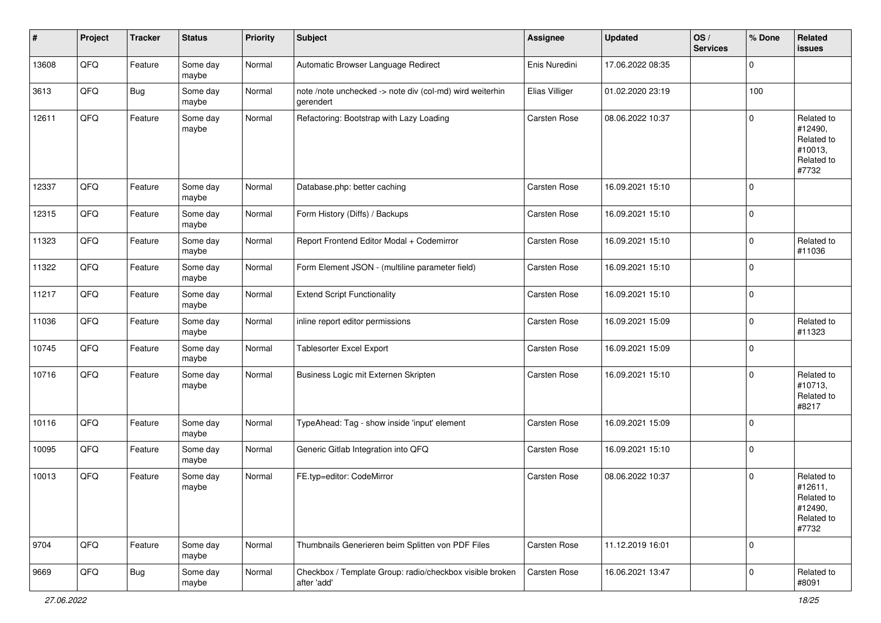| # | Project | Tracker | Status | Priority | Subject | Assignee | Updated | OS / Services | % Done | Related issues |
|---|---|---|---|---|---|---|---|---|---|---|
| 13608 | QFQ | Feature | Some day maybe | Normal | Automatic Browser Language Redirect | Enis Nuredini | 17.06.2022 08:35 | | 0 | |
| 3613 | QFQ | Bug | Some day maybe | Normal | note /note unchecked -> note div (col-md) wird weiterhin gerendert | Elias Villiger | 01.02.2020 23:19 | | 100 | |
| 12611 | QFQ | Feature | Some day maybe | Normal | Refactoring: Bootstrap with Lazy Loading | Carsten Rose | 08.06.2022 10:37 | | 0 | Related to #12490, Related to #10013, Related to #7732 |
| 12337 | QFQ | Feature | Some day maybe | Normal | Database.php: better caching | Carsten Rose | 16.09.2021 15:10 | | 0 | |
| 12315 | QFQ | Feature | Some day maybe | Normal | Form History (Diffs) / Backups | Carsten Rose | 16.09.2021 15:10 | | 0 | |
| 11323 | QFQ | Feature | Some day maybe | Normal | Report Frontend Editor Modal + Codemirror | Carsten Rose | 16.09.2021 15:10 | | 0 | Related to #11036 |
| 11322 | QFQ | Feature | Some day maybe | Normal | Form Element JSON - (multiline parameter field) | Carsten Rose | 16.09.2021 15:10 | | 0 | |
| 11217 | QFQ | Feature | Some day maybe | Normal | Extend Script Functionality | Carsten Rose | 16.09.2021 15:10 | | 0 | |
| 11036 | QFQ | Feature | Some day maybe | Normal | inline report editor permissions | Carsten Rose | 16.09.2021 15:09 | | 0 | Related to #11323 |
| 10745 | QFQ | Feature | Some day maybe | Normal | Tablesorter Excel Export | Carsten Rose | 16.09.2021 15:09 | | 0 | |
| 10716 | QFQ | Feature | Some day maybe | Normal | Business Logic mit Externen Skripten | Carsten Rose | 16.09.2021 15:10 | | 0 | Related to #10713, Related to #8217 |
| 10116 | QFQ | Feature | Some day maybe | Normal | TypeAhead: Tag - show inside 'input' element | Carsten Rose | 16.09.2021 15:09 | | 0 | |
| 10095 | QFQ | Feature | Some day maybe | Normal | Generic Gitlab Integration into QFQ | Carsten Rose | 16.09.2021 15:10 | | 0 | |
| 10013 | QFQ | Feature | Some day maybe | Normal | FE.typ=editor: CodeMirror | Carsten Rose | 08.06.2022 10:37 | | 0 | Related to #12611, Related to #12490, Related to #7732 |
| 9704 | QFQ | Feature | Some day maybe | Normal | Thumbnails Generieren beim Splitten von PDF Files | Carsten Rose | 11.12.2019 16:01 | | 0 | |
| 9669 | QFQ | Bug | Some day maybe | Normal | Checkbox / Template Group: radio/checkbox visible broken after 'add' | Carsten Rose | 16.06.2021 13:47 | | 0 | Related to #8091 |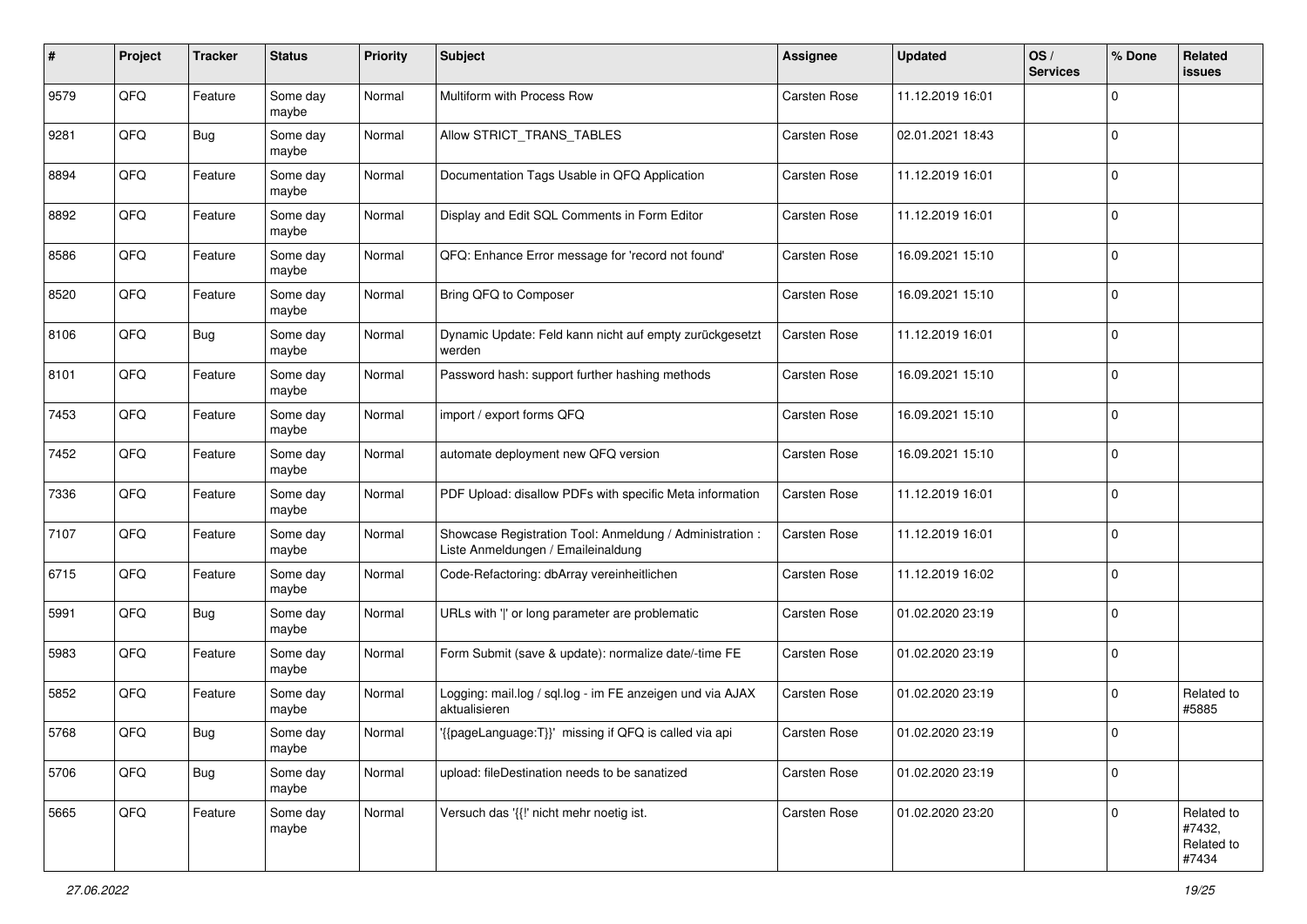| # | Project | Tracker | Status | Priority | Subject | Assignee | Updated | OS / Services | % Done | Related issues |
|---|---|---|---|---|---|---|---|---|---|---|
| 9579 | QFQ | Feature | Some day maybe | Normal | Multiform with Process Row | Carsten Rose | 11.12.2019 16:01 | | 0 | |
| 9281 | QFQ | Bug | Some day maybe | Normal | Allow STRICT_TRANS_TABLES | Carsten Rose | 02.01.2021 18:43 | | 0 | |
| 8894 | QFQ | Feature | Some day maybe | Normal | Documentation Tags Usable in QFQ Application | Carsten Rose | 11.12.2019 16:01 | | 0 | |
| 8892 | QFQ | Feature | Some day maybe | Normal | Display and Edit SQL Comments in Form Editor | Carsten Rose | 11.12.2019 16:01 | | 0 | |
| 8586 | QFQ | Feature | Some day maybe | Normal | QFQ: Enhance Error message for 'record not found' | Carsten Rose | 16.09.2021 15:10 | | 0 | |
| 8520 | QFQ | Feature | Some day maybe | Normal | Bring QFQ to Composer | Carsten Rose | 16.09.2021 15:10 | | 0 | |
| 8106 | QFQ | Bug | Some day maybe | Normal | Dynamic Update: Feld kann nicht auf empty zurückgesetzt werden | Carsten Rose | 11.12.2019 16:01 | | 0 | |
| 8101 | QFQ | Feature | Some day maybe | Normal | Password hash: support further hashing methods | Carsten Rose | 16.09.2021 15:10 | | 0 | |
| 7453 | QFQ | Feature | Some day maybe | Normal | import / export forms QFQ | Carsten Rose | 16.09.2021 15:10 | | 0 | |
| 7452 | QFQ | Feature | Some day maybe | Normal | automate deployment new QFQ version | Carsten Rose | 16.09.2021 15:10 | | 0 | |
| 7336 | QFQ | Feature | Some day maybe | Normal | PDF Upload: disallow PDFs with specific Meta information | Carsten Rose | 11.12.2019 16:01 | | 0 | |
| 7107 | QFQ | Feature | Some day maybe | Normal | Showcase Registration Tool: Anmeldung / Administration : Liste Anmeldungen / Emaileinaldung | Carsten Rose | 11.12.2019 16:01 | | 0 | |
| 6715 | QFQ | Feature | Some day maybe | Normal | Code-Refactoring: dbArray vereinheitlichen | Carsten Rose | 11.12.2019 16:02 | | 0 | |
| 5991 | QFQ | Bug | Some day maybe | Normal | URLs with ' ' or long parameter are problematic | Carsten Rose | 01.02.2020 23:19 | | 0 | |
| 5983 | QFQ | Feature | Some day maybe | Normal | Form Submit (save & update): normalize date/-time FE | Carsten Rose | 01.02.2020 23:19 | | 0 | |
| 5852 | QFQ | Feature | Some day maybe | Normal | Logging: mail.log / sql.log - im FE anzeigen und via AJAX aktualisieren | Carsten Rose | 01.02.2020 23:19 | | 0 | Related to #5885 |
| 5768 | QFQ | Bug | Some day maybe | Normal | '{{pageLanguage:T}}' missing if QFQ is called via api | Carsten Rose | 01.02.2020 23:19 | | 0 | |
| 5706 | QFQ | Bug | Some day maybe | Normal | upload: fileDestination needs to be sanatized | Carsten Rose | 01.02.2020 23:19 | | 0 | |
| 5665 | QFQ | Feature | Some day maybe | Normal | Versuch das '{{!' nicht mehr noetig ist. | Carsten Rose | 01.02.2020 23:20 | | 0 | Related to #7432, Related to #7434 |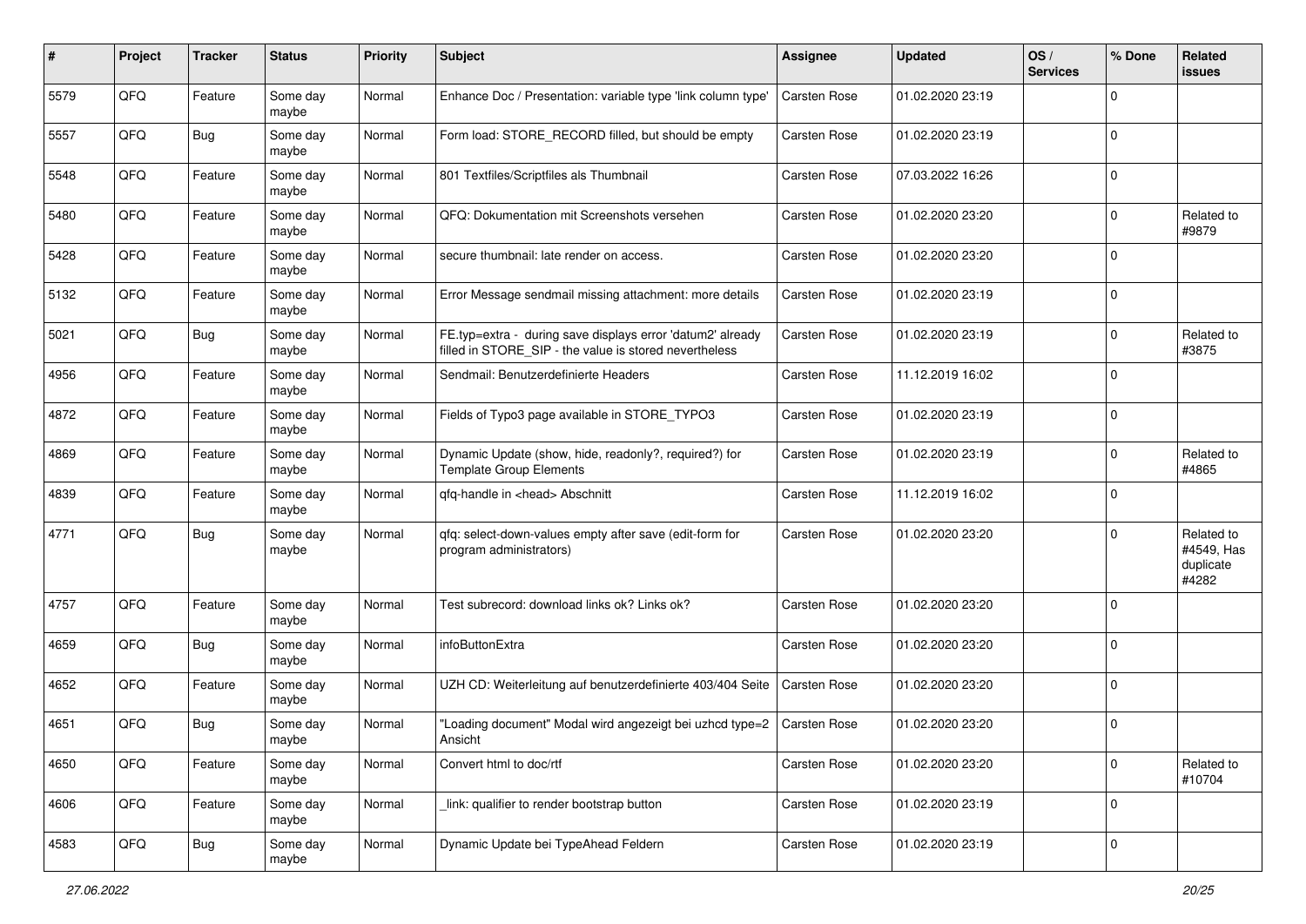| # | Project | Tracker | Status | Priority | Subject | Assignee | Updated | OS / Services | % Done | Related issues |
|---|---|---|---|---|---|---|---|---|---|---|
| 5579 | QFQ | Feature | Some day maybe | Normal | Enhance Doc / Presentation: variable type 'link column type' | Carsten Rose | 01.02.2020 23:19 | | 0 | |
| 5557 | QFQ | Bug | Some day maybe | Normal | Form load: STORE_RECORD filled, but should be empty | Carsten Rose | 01.02.2020 23:19 | | 0 | |
| 5548 | QFQ | Feature | Some day maybe | Normal | 801 Textfiles/Scriptfiles als Thumbnail | Carsten Rose | 07.03.2022 16:26 | | 0 | |
| 5480 | QFQ | Feature | Some day maybe | Normal | QFQ: Dokumentation mit Screenshots versehen | Carsten Rose | 01.02.2020 23:20 | | 0 | Related to #9879 |
| 5428 | QFQ | Feature | Some day maybe | Normal | secure thumbnail: late render on access. | Carsten Rose | 01.02.2020 23:20 | | 0 | |
| 5132 | QFQ | Feature | Some day maybe | Normal | Error Message sendmail missing attachment: more details | Carsten Rose | 01.02.2020 23:19 | | 0 | |
| 5021 | QFQ | Bug | Some day maybe | Normal | FE.typ=extra - during save displays error 'datum2' already filled in STORE_SIP - the value is stored nevertheless | Carsten Rose | 01.02.2020 23:19 | | 0 | Related to #3875 |
| 4956 | QFQ | Feature | Some day maybe | Normal | Sendmail: Benutzerdefinierte Headers | Carsten Rose | 11.12.2019 16:02 | | 0 | |
| 4872 | QFQ | Feature | Some day maybe | Normal | Fields of Typo3 page available in STORE_TYPO3 | Carsten Rose | 01.02.2020 23:19 | | 0 | |
| 4869 | QFQ | Feature | Some day maybe | Normal | Dynamic Update (show, hide, readonly?, required?) for Template Group Elements | Carsten Rose | 01.02.2020 23:19 | | 0 | Related to #4865 |
| 4839 | QFQ | Feature | Some day maybe | Normal | qfq-handle in <head> Abschnitt | Carsten Rose | 11.12.2019 16:02 | | 0 | |
| 4771 | QFQ | Bug | Some day maybe | Normal | qfq: select-down-values empty after save (edit-form for program administrators) | Carsten Rose | 01.02.2020 23:20 | | 0 | Related to #4549, Has duplicate #4282 |
| 4757 | QFQ | Feature | Some day maybe | Normal | Test subrecord: download links ok? Links ok? | Carsten Rose | 01.02.2020 23:20 | | 0 | |
| 4659 | QFQ | Bug | Some day maybe | Normal | infoButtonExtra | Carsten Rose | 01.02.2020 23:20 | | 0 | |
| 4652 | QFQ | Feature | Some day maybe | Normal | UZH CD: Weiterleitung auf benutzerdefinierte 403/404 Seite | Carsten Rose | 01.02.2020 23:20 | | 0 | |
| 4651 | QFQ | Bug | Some day maybe | Normal | "Loading document" Modal wird angezeigt bei uzhcd type=2 Ansicht | Carsten Rose | 01.02.2020 23:20 | | 0 | |
| 4650 | QFQ | Feature | Some day maybe | Normal | Convert html to doc/rtf | Carsten Rose | 01.02.2020 23:20 | | 0 | Related to #10704 |
| 4606 | QFQ | Feature | Some day maybe | Normal | link: qualifier to render bootstrap button | Carsten Rose | 01.02.2020 23:19 | | 0 | |
| 4583 | QFQ | Bug | Some day maybe | Normal | Dynamic Update bei TypeAhead Feldern | Carsten Rose | 01.02.2020 23:19 | | 0 | |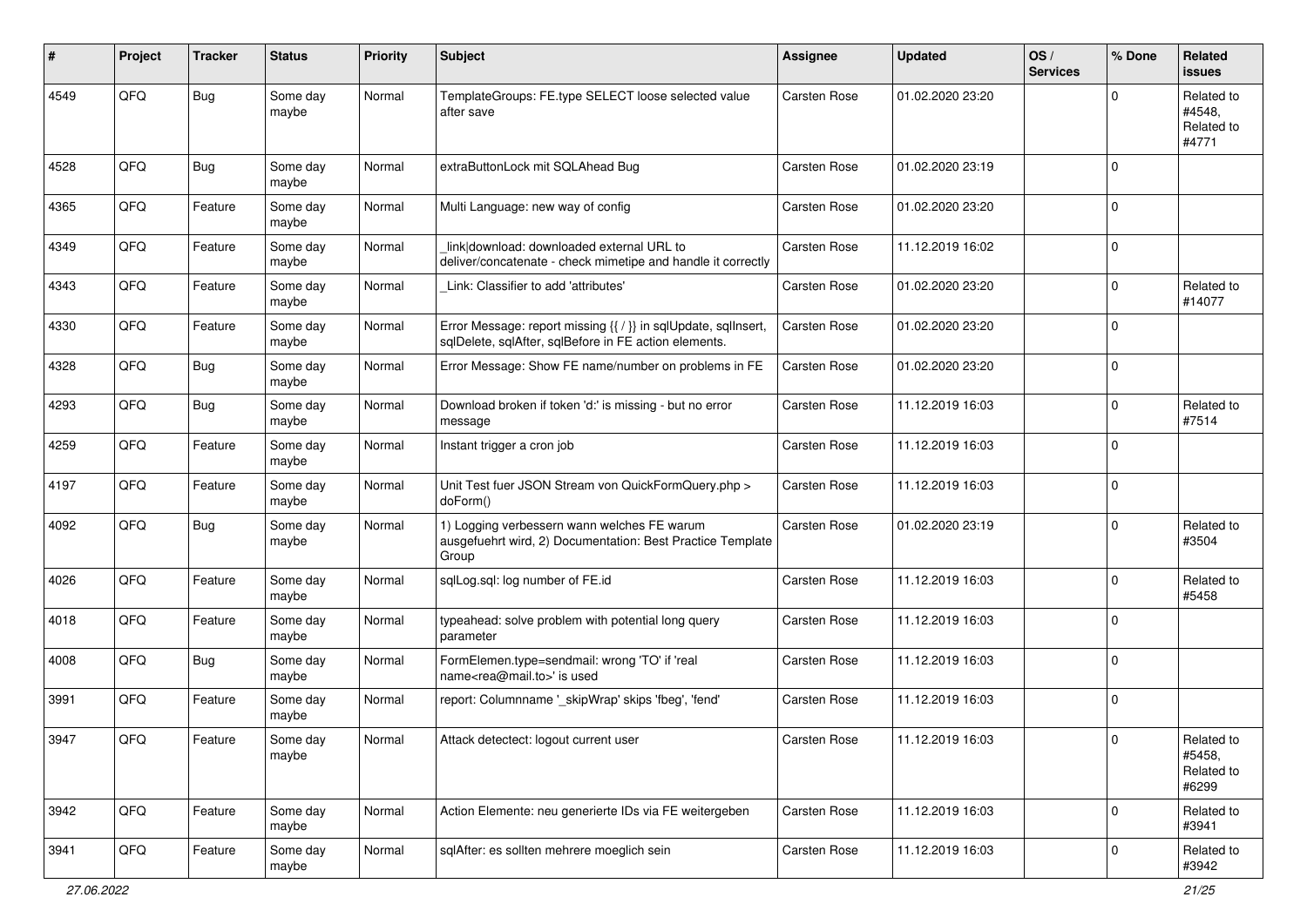| # | Project | Tracker | Status | Priority | Subject | Assignee | Updated | OS / Services | % Done | Related issues |
|---|---|---|---|---|---|---|---|---|---|---|
| 4549 | QFQ | Bug | Some day maybe | Normal | TemplateGroups: FE.type SELECT loose selected value after save | Carsten Rose | 01.02.2020 23:20 | | 0 | Related to #4548, Related to #4771 |
| 4528 | QFQ | Bug | Some day maybe | Normal | extraButtonLock mit SQLAhead Bug | Carsten Rose | 01.02.2020 23:19 | | 0 | |
| 4365 | QFQ | Feature | Some day maybe | Normal | Multi Language: new way of config | Carsten Rose | 01.02.2020 23:20 | | 0 | |
| 4349 | QFQ | Feature | Some day maybe | Normal | _link\|download: downloaded external URL to deliver/concatenate - check mimetipe and handle it correctly | Carsten Rose | 11.12.2019 16:02 | | 0 | |
| 4343 | QFQ | Feature | Some day maybe | Normal | _Link: Classifier to add 'attributes' | Carsten Rose | 01.02.2020 23:20 | | 0 | Related to #14077 |
| 4330 | QFQ | Feature | Some day maybe | Normal | Error Message: report missing {{ / }} in sqlUpdate, sqlInsert, sqlDelete, sqlAfter, sqlBefore in FE action elements. | Carsten Rose | 01.02.2020 23:20 | | 0 | |
| 4328 | QFQ | Bug | Some day maybe | Normal | Error Message: Show FE name/number on problems in FE | Carsten Rose | 01.02.2020 23:20 | | 0 | |
| 4293 | QFQ | Bug | Some day maybe | Normal | Download broken if token 'd:' is missing - but no error message | Carsten Rose | 11.12.2019 16:03 | | 0 | Related to #7514 |
| 4259 | QFQ | Feature | Some day maybe | Normal | Instant trigger a cron job | Carsten Rose | 11.12.2019 16:03 | | 0 | |
| 4197 | QFQ | Feature | Some day maybe | Normal | Unit Test fuer JSON Stream von QuickFormQuery.php > doForm() | Carsten Rose | 11.12.2019 16:03 | | 0 | |
| 4092 | QFQ | Bug | Some day maybe | Normal | 1) Logging verbessern wann welches FE warum ausgefuehrt wird, 2) Documentation: Best Practice Template Group | Carsten Rose | 01.02.2020 23:19 | | 0 | Related to #3504 |
| 4026 | QFQ | Feature | Some day maybe | Normal | sqlLog.sql: log number of FE.id | Carsten Rose | 11.12.2019 16:03 | | 0 | Related to #5458 |
| 4018 | QFQ | Feature | Some day maybe | Normal | typeahead: solve problem with potential long query parameter | Carsten Rose | 11.12.2019 16:03 | | 0 | |
| 4008 | QFQ | Bug | Some day maybe | Normal | FormElemen.type=sendmail: wrong 'TO' if 'real name<rea@mail.to>' is used | Carsten Rose | 11.12.2019 16:03 | | 0 | |
| 3991 | QFQ | Feature | Some day maybe | Normal | report: Columnname '_skipWrap' skips 'fbeg', 'fend' | Carsten Rose | 11.12.2019 16:03 | | 0 | |
| 3947 | QFQ | Feature | Some day maybe | Normal | Attack detectect: logout current user | Carsten Rose | 11.12.2019 16:03 | | 0 | Related to #5458, Related to #6299 |
| 3942 | QFQ | Feature | Some day maybe | Normal | Action Elemente: neu generierte IDs via FE weitergeben | Carsten Rose | 11.12.2019 16:03 | | 0 | Related to #3941 |
| 3941 | QFQ | Feature | Some day maybe | Normal | sqlAfter: es sollten mehrere moeglich sein | Carsten Rose | 11.12.2019 16:03 | | 0 | Related to #3942 |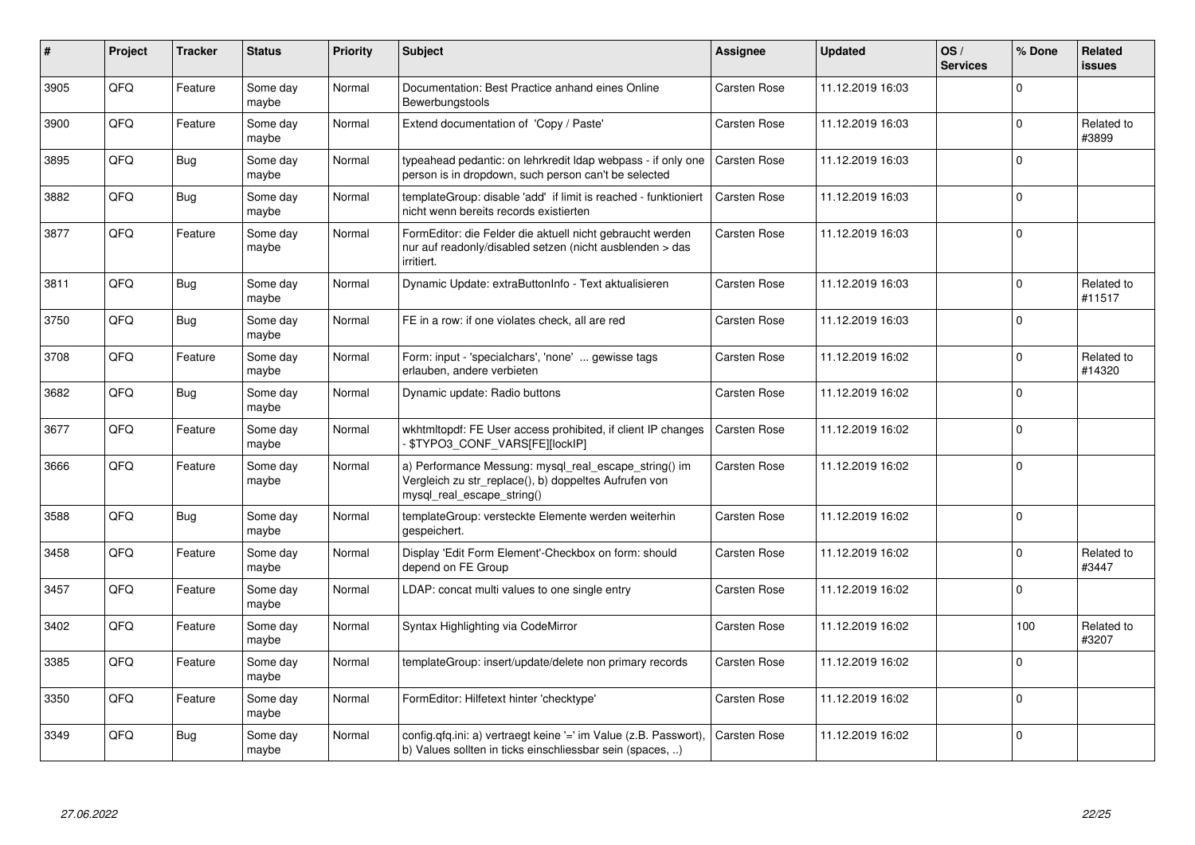| # | Project | Tracker | Status | Priority | Subject | Assignee | Updated | OS / Services | % Done | Related issues |
|---|---|---|---|---|---|---|---|---|---|---|
| 3905 | QFQ | Feature | Some day maybe | Normal | Documentation: Best Practice anhand eines Online Bewerbungstools | Carsten Rose | 11.12.2019 16:03 | | 0 | |
| 3900 | QFQ | Feature | Some day maybe | Normal | Extend documentation of 'Copy / Paste' | Carsten Rose | 11.12.2019 16:03 | | 0 | Related to #3899 |
| 3895 | QFQ | Bug | Some day maybe | Normal | typeahead pedantic: on lehrkredit ldap webpass - if only one person is in dropdown, such person can't be selected | Carsten Rose | 11.12.2019 16:03 | | 0 | |
| 3882 | QFQ | Bug | Some day maybe | Normal | templateGroup: disable 'add' if limit is reached - funktioniert nicht wenn bereits records existierten | Carsten Rose | 11.12.2019 16:03 | | 0 | |
| 3877 | QFQ | Feature | Some day maybe | Normal | FormEditor: die Felder die aktuell nicht gebraucht werden nur auf readonly/disabled setzen (nicht ausblenden > das irritiert. | Carsten Rose | 11.12.2019 16:03 | | 0 | |
| 3811 | QFQ | Bug | Some day maybe | Normal | Dynamic Update: extraButtonInfo - Text aktualisieren | Carsten Rose | 11.12.2019 16:03 | | 0 | Related to #11517 |
| 3750 | QFQ | Bug | Some day maybe | Normal | FE in a row: if one violates check, all are red | Carsten Rose | 11.12.2019 16:03 | | 0 | |
| 3708 | QFQ | Feature | Some day maybe | Normal | Form: input - 'specialchars', 'none' ... gewisse tags erlauben, andere verbieten | Carsten Rose | 11.12.2019 16:02 | | 0 | Related to #14320 |
| 3682 | QFQ | Bug | Some day maybe | Normal | Dynamic update: Radio buttons | Carsten Rose | 11.12.2019 16:02 | | 0 | |
| 3677 | QFQ | Feature | Some day maybe | Normal | wkhtmltopdf: FE User access prohibited, if client IP changes - $TYPO3_CONF_VARS[FE][lockIP] | Carsten Rose | 11.12.2019 16:02 | | 0 | |
| 3666 | QFQ | Feature | Some day maybe | Normal | a) Performance Messung: mysql_real_escape_string() im Vergleich zu str_replace(), b) doppeltes Aufrufen von mysql_real_escape_string() | Carsten Rose | 11.12.2019 16:02 | | 0 | |
| 3588 | QFQ | Bug | Some day maybe | Normal | templateGroup: versteckte Elemente werden weiterhin gespeichert. | Carsten Rose | 11.12.2019 16:02 | | 0 | |
| 3458 | QFQ | Feature | Some day maybe | Normal | Display 'Edit Form Element'-Checkbox on form: should depend on FE Group | Carsten Rose | 11.12.2019 16:02 | | 0 | Related to #3447 |
| 3457 | QFQ | Feature | Some day maybe | Normal | LDAP: concat multi values to one single entry | Carsten Rose | 11.12.2019 16:02 | | 0 | |
| 3402 | QFQ | Feature | Some day maybe | Normal | Syntax Highlighting via CodeMirror | Carsten Rose | 11.12.2019 16:02 | | 100 | Related to #3207 |
| 3385 | QFQ | Feature | Some day maybe | Normal | templateGroup: insert/update/delete non primary records | Carsten Rose | 11.12.2019 16:02 | | 0 | |
| 3350 | QFQ | Feature | Some day maybe | Normal | FormEditor: Hilfetext hinter 'checktype' | Carsten Rose | 11.12.2019 16:02 | | 0 | |
| 3349 | QFQ | Bug | Some day maybe | Normal | config.qfq.ini: a) vertraegt keine '=' im Value (z.B. Passwort), b) Values sollten in ticks einschliessbar sein (spaces, ..) | Carsten Rose | 11.12.2019 16:02 | | 0 | |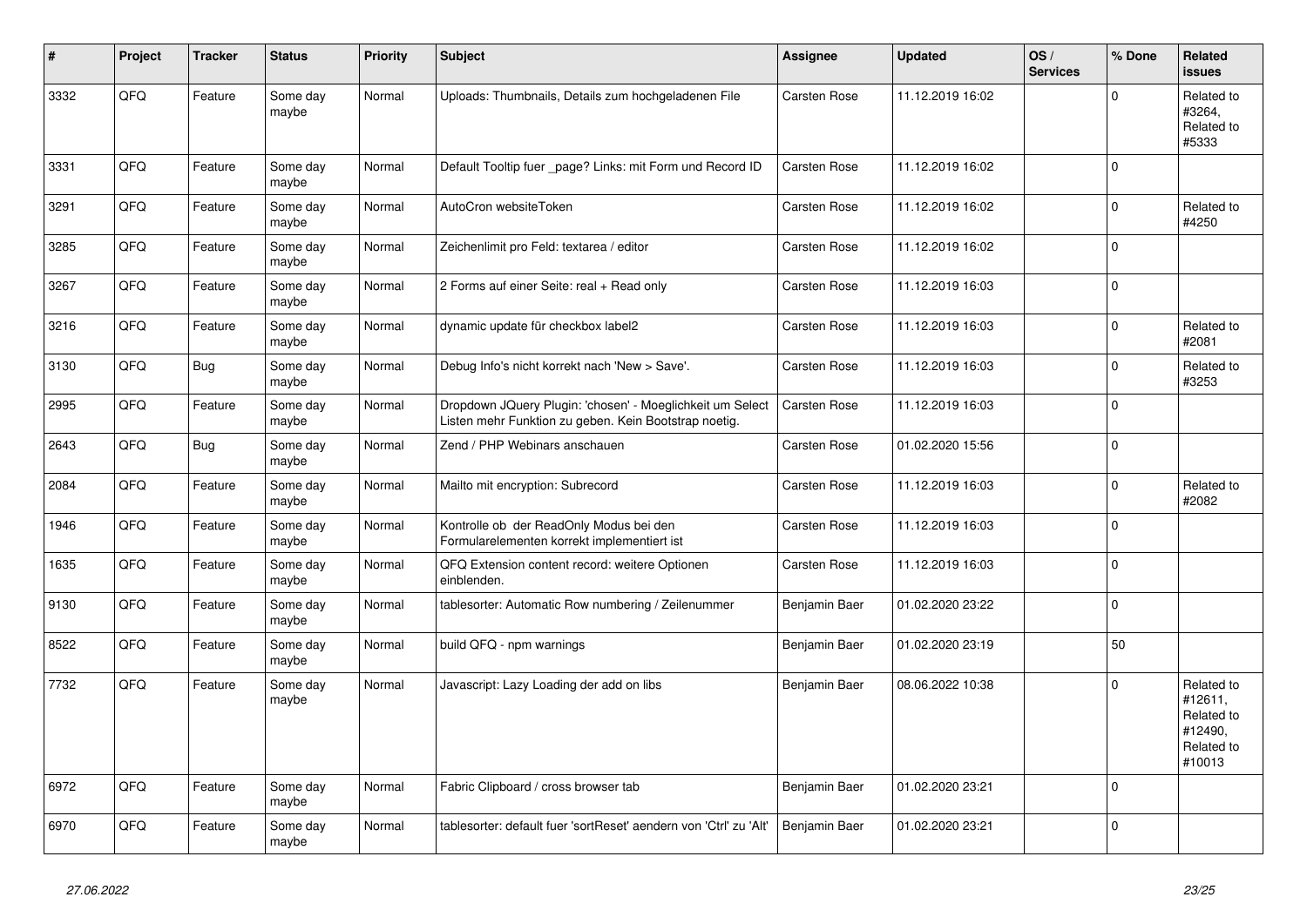| # | Project | Tracker | Status | Priority | Subject | Assignee | Updated | OS / Services | % Done | Related issues |
|---|---|---|---|---|---|---|---|---|---|---|
| 3332 | QFQ | Feature | Some day maybe | Normal | Uploads: Thumbnails, Details zum hochgeladenen File | Carsten Rose | 11.12.2019 16:02 | | 0 | Related to #3264, Related to #5333 |
| 3331 | QFQ | Feature | Some day maybe | Normal | Default Tooltip fuer _page? Links: mit Form und Record ID | Carsten Rose | 11.12.2019 16:02 | | 0 | |
| 3291 | QFQ | Feature | Some day maybe | Normal | AutoCron websiteToken | Carsten Rose | 11.12.2019 16:02 | | 0 | Related to #4250 |
| 3285 | QFQ | Feature | Some day maybe | Normal | Zeichenlimit pro Feld: textarea / editor | Carsten Rose | 11.12.2019 16:02 | | 0 | |
| 3267 | QFQ | Feature | Some day maybe | Normal | 2 Forms auf einer Seite: real + Read only | Carsten Rose | 11.12.2019 16:03 | | 0 | |
| 3216 | QFQ | Feature | Some day maybe | Normal | dynamic update für checkbox label2 | Carsten Rose | 11.12.2019 16:03 | | 0 | Related to #2081 |
| 3130 | QFQ | Bug | Some day maybe | Normal | Debug Info's nicht korrekt nach 'New > Save'. | Carsten Rose | 11.12.2019 16:03 | | 0 | Related to #3253 |
| 2995 | QFQ | Feature | Some day maybe | Normal | Dropdown JQuery Plugin: 'chosen' - Moeglichkeit um Select Listen mehr Funktion zu geben. Kein Bootstrap noetig. | Carsten Rose | 11.12.2019 16:03 | | 0 | |
| 2643 | QFQ | Bug | Some day maybe | Normal | Zend / PHP Webinars anschauen | Carsten Rose | 01.02.2020 15:56 | | 0 | |
| 2084 | QFQ | Feature | Some day maybe | Normal | Mailto mit encryption: Subrecord | Carsten Rose | 11.12.2019 16:03 | | 0 | Related to #2082 |
| 1946 | QFQ | Feature | Some day maybe | Normal | Kontrolle ob der ReadOnly Modus bei den Formularelementen korrekt implementiert ist | Carsten Rose | 11.12.2019 16:03 | | 0 | |
| 1635 | QFQ | Feature | Some day maybe | Normal | QFQ Extension content record: weitere Optionen einblenden. | Carsten Rose | 11.12.2019 16:03 | | 0 | |
| 9130 | QFQ | Feature | Some day maybe | Normal | tablesorter: Automatic Row numbering / Zeilenummer | Benjamin Baer | 01.02.2020 23:22 | | 0 | |
| 8522 | QFQ | Feature | Some day maybe | Normal | build QFQ - npm warnings | Benjamin Baer | 01.02.2020 23:19 | | 50 | |
| 7732 | QFQ | Feature | Some day maybe | Normal | Javascript: Lazy Loading der add on libs | Benjamin Baer | 08.06.2022 10:38 | | 0 | Related to #12611, Related to #12490, Related to #10013 |
| 6972 | QFQ | Feature | Some day maybe | Normal | Fabric Clipboard / cross browser tab | Benjamin Baer | 01.02.2020 23:21 | | 0 | |
| 6970 | QFQ | Feature | Some day maybe | Normal | tablesorter: default fuer 'sortReset' aendern von 'Ctrl' zu 'Alt' | Benjamin Baer | 01.02.2020 23:21 | | 0 | |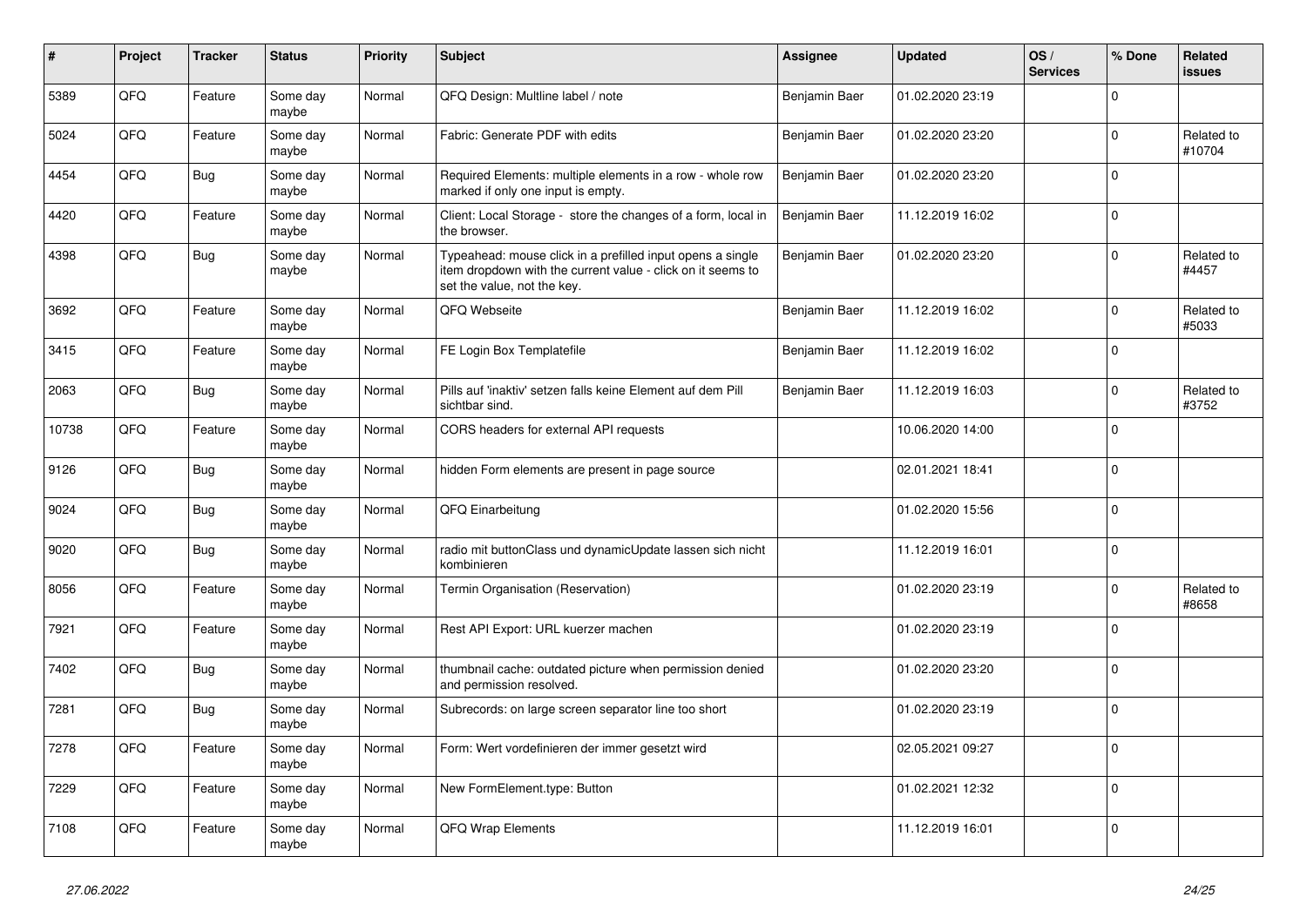| # | Project | Tracker | Status | Priority | Subject | Assignee | Updated | OS / Services | % Done | Related issues |
|---|---|---|---|---|---|---|---|---|---|---|
| 5389 | QFQ | Feature | Some day maybe | Normal | QFQ Design: Multline label / note | Benjamin Baer | 01.02.2020 23:19 | | 0 | |
| 5024 | QFQ | Feature | Some day maybe | Normal | Fabric: Generate PDF with edits | Benjamin Baer | 01.02.2020 23:20 | | 0 | Related to #10704 |
| 4454 | QFQ | Bug | Some day maybe | Normal | Required Elements: multiple elements in a row - whole row marked if only one input is empty. | Benjamin Baer | 01.02.2020 23:20 | | 0 | |
| 4420 | QFQ | Feature | Some day maybe | Normal | Client: Local Storage - store the changes of a form, local in the browser. | Benjamin Baer | 11.12.2019 16:02 | | 0 | |
| 4398 | QFQ | Bug | Some day maybe | Normal | Typeahead: mouse click in a prefilled input opens a single item dropdown with the current value - click on it seems to set the value, not the key. | Benjamin Baer | 01.02.2020 23:20 | | 0 | Related to #4457 |
| 3692 | QFQ | Feature | Some day maybe | Normal | QFQ Webseite | Benjamin Baer | 11.12.2019 16:02 | | 0 | Related to #5033 |
| 3415 | QFQ | Feature | Some day maybe | Normal | FE Login Box Templatefile | Benjamin Baer | 11.12.2019 16:02 | | 0 | |
| 2063 | QFQ | Bug | Some day maybe | Normal | Pills auf 'inaktiv' setzen falls keine Element auf dem Pill sichtbar sind. | Benjamin Baer | 11.12.2019 16:03 | | 0 | Related to #3752 |
| 10738 | QFQ | Feature | Some day maybe | Normal | CORS headers for external API requests | | 10.06.2020 14:00 | | 0 | |
| 9126 | QFQ | Bug | Some day maybe | Normal | hidden Form elements are present in page source | | 02.01.2021 18:41 | | 0 | |
| 9024 | QFQ | Bug | Some day maybe | Normal | QFQ Einarbeitung | | 01.02.2020 15:56 | | 0 | |
| 9020 | QFQ | Bug | Some day maybe | Normal | radio mit buttonClass und dynamicUpdate lassen sich nicht kombinieren | | 11.12.2019 16:01 | | 0 | |
| 8056 | QFQ | Feature | Some day maybe | Normal | Termin Organisation (Reservation) | | 01.02.2020 23:19 | | 0 | Related to #8658 |
| 7921 | QFQ | Feature | Some day maybe | Normal | Rest API Export: URL kuerzer machen | | 01.02.2020 23:19 | | 0 | |
| 7402 | QFQ | Bug | Some day maybe | Normal | thumbnail cache: outdated picture when permission denied and permission resolved. | | 01.02.2020 23:20 | | 0 | |
| 7281 | QFQ | Bug | Some day maybe | Normal | Subrecords: on large screen separator line too short | | 01.02.2020 23:19 | | 0 | |
| 7278 | QFQ | Feature | Some day maybe | Normal | Form: Wert vordefinieren der immer gesetzt wird | | 02.05.2021 09:27 | | 0 | |
| 7229 | QFQ | Feature | Some day maybe | Normal | New FormElement.type: Button | | 01.02.2021 12:32 | | 0 | |
| 7108 | QFQ | Feature | Some day maybe | Normal | QFQ Wrap Elements | | 11.12.2019 16:01 | | 0 | |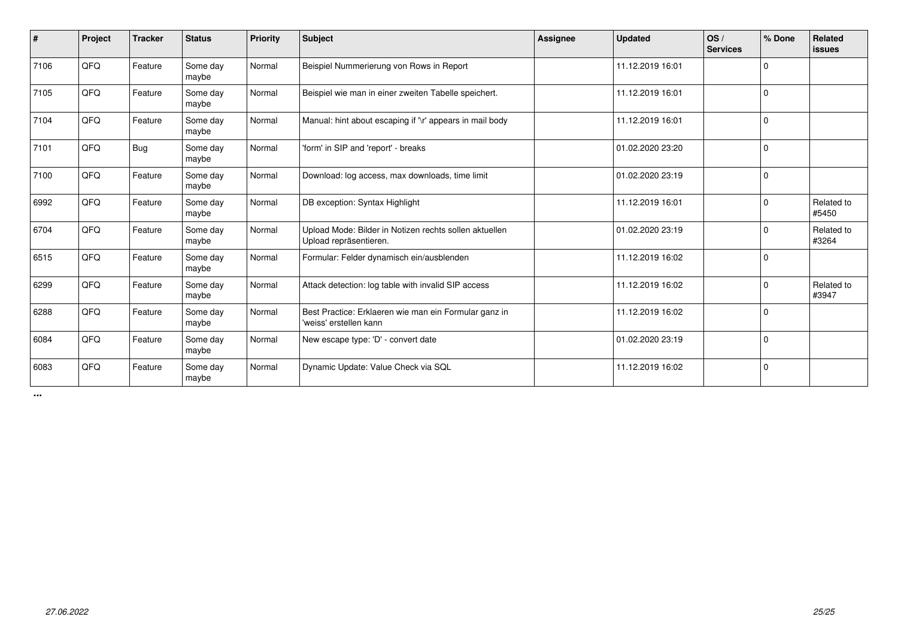| # | Project | Tracker | Status | Priority | Subject | Assignee | Updated | OS / Services | % Done | Related issues |
|---|---|---|---|---|---|---|---|---|---|---|
| 7106 | QFQ | Feature | Some day maybe | Normal | Beispiel Nummerierung von Rows in Report | | 11.12.2019 16:01 | | 0 | |
| 7105 | QFQ | Feature | Some day maybe | Normal | Beispiel wie man in einer zweiten Tabelle speichert. | | 11.12.2019 16:01 | | 0 | |
| 7104 | QFQ | Feature | Some day maybe | Normal | Manual: hint about escaping if '\r' appears in mail body | | 11.12.2019 16:01 | | 0 | |
| 7101 | QFQ | Bug | Some day maybe | Normal | 'form' in SIP and 'report' - breaks | | 01.02.2020 23:20 | | 0 | |
| 7100 | QFQ | Feature | Some day maybe | Normal | Download: log access, max downloads, time limit | | 01.02.2020 23:19 | | 0 | |
| 6992 | QFQ | Feature | Some day maybe | Normal | DB exception: Syntax Highlight | | 11.12.2019 16:01 | | 0 | Related to #5450 |
| 6704 | QFQ | Feature | Some day maybe | Normal | Upload Mode: Bilder in Notizen rechts sollen aktuellen Upload repräsentieren. | | 01.02.2020 23:19 | | 0 | Related to #3264 |
| 6515 | QFQ | Feature | Some day maybe | Normal | Formular: Felder dynamisch ein/ausblenden | | 11.12.2019 16:02 | | 0 | |
| 6299 | QFQ | Feature | Some day maybe | Normal | Attack detection: log table with invalid SIP access | | 11.12.2019 16:02 | | 0 | Related to #3947 |
| 6288 | QFQ | Feature | Some day maybe | Normal | Best Practice: Erklaeren wie man ein Formular ganz in 'weiss' erstellen kann | | 11.12.2019 16:02 | | 0 | |
| 6084 | QFQ | Feature | Some day maybe | Normal | New escape type: 'D' - convert date | | 01.02.2020 23:19 | | 0 | |
| 6083 | QFQ | Feature | Some day maybe | Normal | Dynamic Update: Value Check via SQL | | 11.12.2019 16:02 | | 0 | |

...